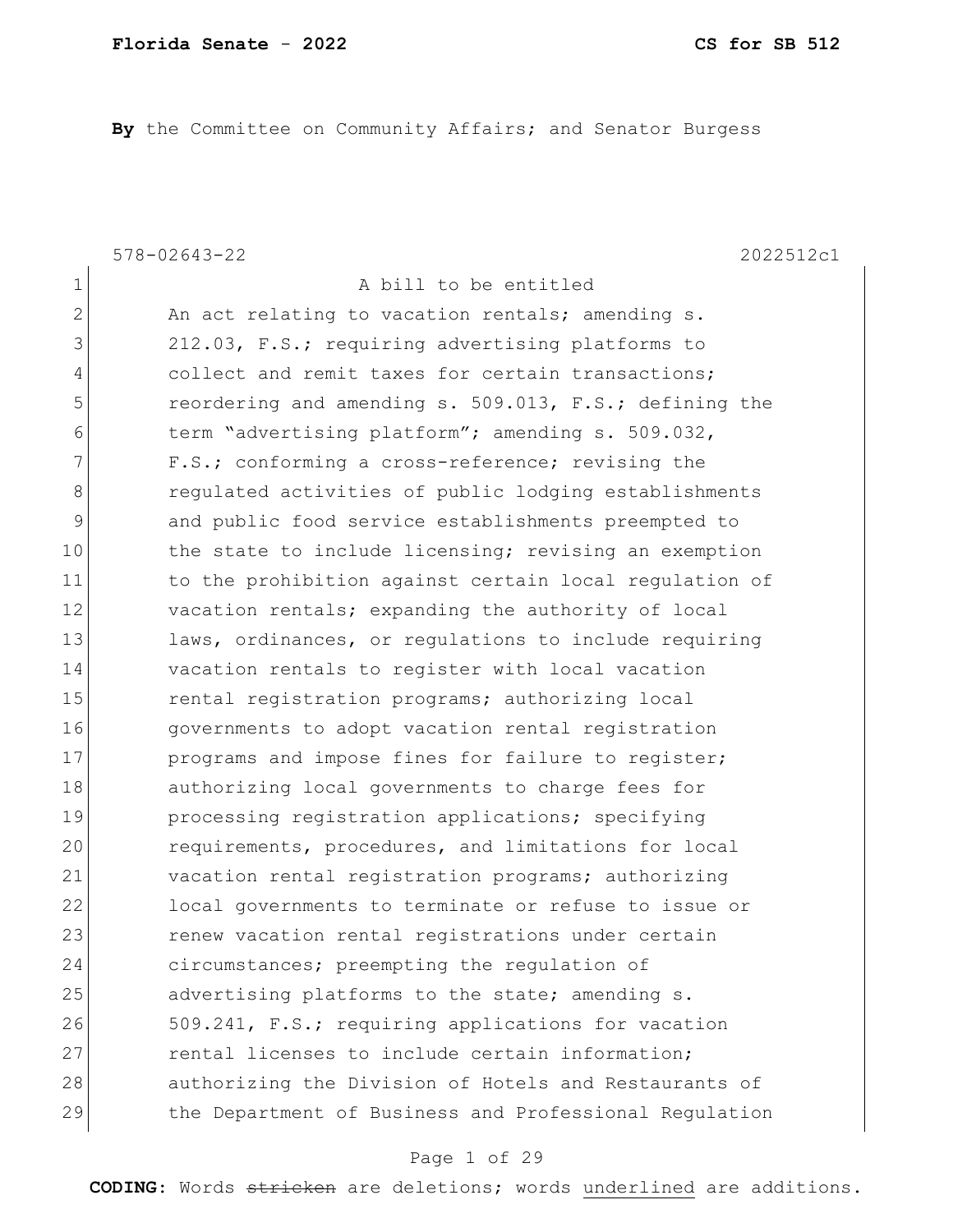**By** the Committee on Community Affairs; and Senator Burgess

578-02643-22 2022512c1

A bill to be entitled

An act relating to vacation rentals; amending s. 212.03, F.S.; requiring advertising platforms to collect and remit taxes for certain transactions; reordering and amending s. 509.013, F.S.; defining the term "advertising platform"; amending s. 509.032, F.S.; conforming a cross-reference; revising the regulated activities of public lodging establishments and public food service establishments preempted to the state to include licensing; revising an exemption to the prohibition against certain local regulation of vacation rentals; expanding the authority of local laws, ordinances, or regulations to include requiring vacation rentals to register with local vacation rental registration programs; authorizing local governments to adopt vacation rental registration programs and impose fines for failure to register; authorizing local governments to charge fees for processing registration applications; specifying requirements, procedures, and limitations for local vacation rental registration programs; authorizing local governments to terminate or refuse to issue or renew vacation rental registrations under certain circumstances; preempting the regulation of advertising platforms to the state; amending s. 509.241, F.S.; requiring applications for vacation rental licenses to include certain information; authorizing the Division of Hotels and Restaurants of the Department of Business and Professional Regulation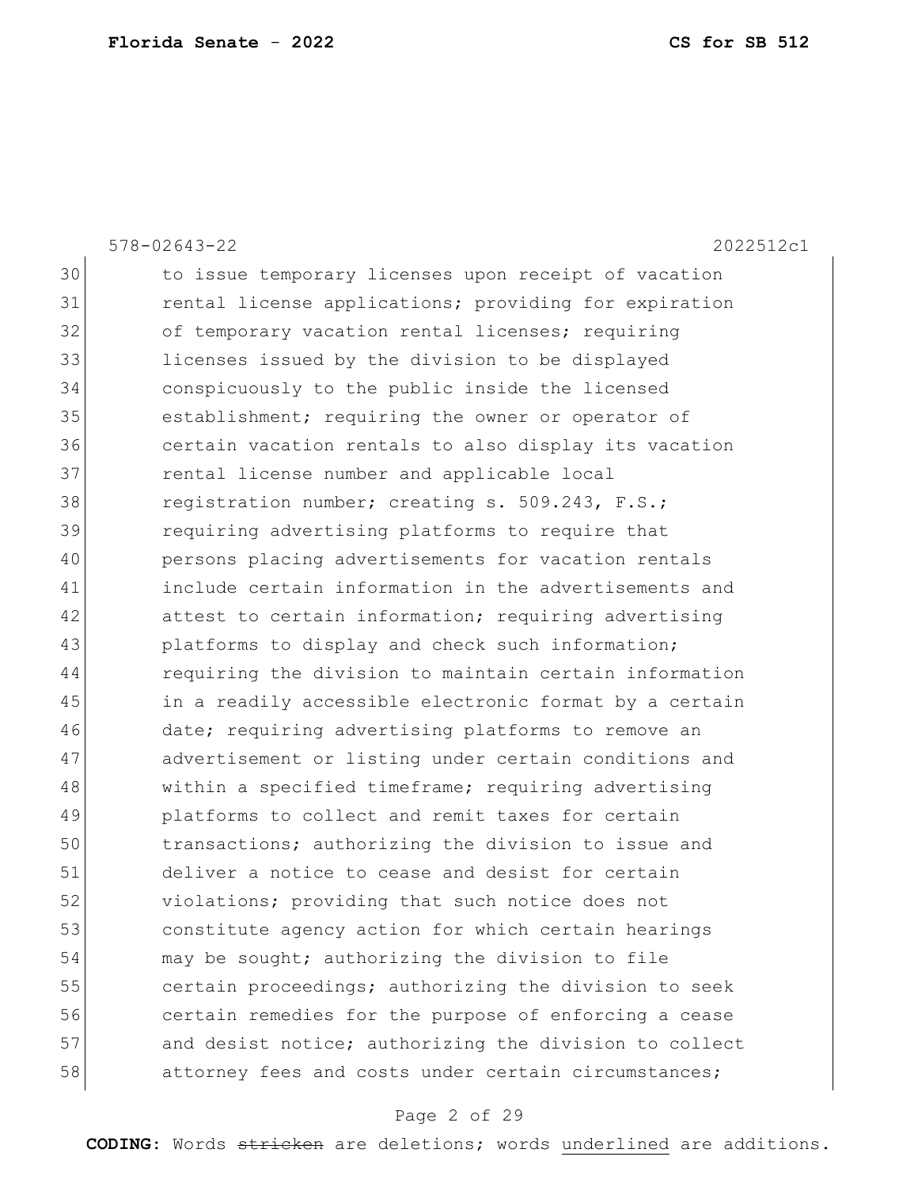to issue temporary licenses upon receipt of vacation rental license applications; providing for expiration of temporary vacation rental licenses; requiring licenses issued by the division to be displayed conspicuously to the public inside the licensed establishment; requiring the owner or operator of certain vacation rentals to also display its vacation rental license number and applicable local registration number; creating s. 509.243, F.S.; requiring advertising platforms to require that persons placing advertisements for vacation rentals include certain information in the advertisements and attest to certain information; requiring advertising platforms to display and check such information; requiring the division to maintain certain information in a readily accessible electronic format by a certain date; requiring advertising platforms to remove an advertisement or listing under certain conditions and within a specified timeframe; requiring advertising platforms to collect and remit taxes for certain transactions; authorizing the division to issue and deliver a notice to cease and desist for certain violations; providing that such notice does not constitute agency action for which certain hearings may be sought; authorizing the division to file certain proceedings; authorizing the division to seek certain remedies for the purpose of enforcing a cease and desist notice; authorizing the division to collect attorney fees and costs under certain circumstances;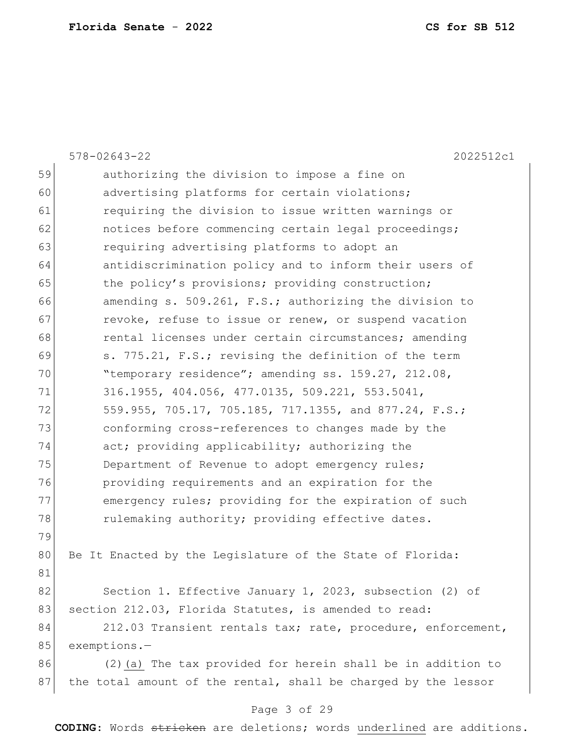authorizing the division to impose a fine on advertising platforms for certain violations; requiring the division to issue written warnings or notices before commencing certain legal proceedings; requiring advertising platforms to adopt an antidiscrimination policy and to inform their users of the policy's provisions; providing construction; amending s. 509.261, F.S.; authorizing the division to revoke, refuse to issue or renew, or suspend vacation rental licenses under certain circumstances; amending s. 775.21, F.S.; revising the definition of the term "temporary residence"; amending ss. 159.27, 212.08, 316.1955, 404.056, 477.0135, 509.221, 553.5041, 559.955, 705.17, 705.185, 717.1355, and 877.24, F.S.; conforming cross-references to changes made by the act; providing applicability; authorizing the Department of Revenue to adopt emergency rules; providing requirements and an expiration for the emergency rules; providing for the expiration of such rulemaking authority; providing effective dates.

Be It Enacted by the Legislature of the State of Florida:

Section 1. Effective January 1, 2023, subsection (2) of section 212.03, Florida Statutes, is amended to read:

212.03 Transient rentals tax; rate, procedure, enforcement, exemptions.—

(2)<u>(a)</u> The tax provided for herein shall be in addition to the total amount of the rental, shall be charged by the lessor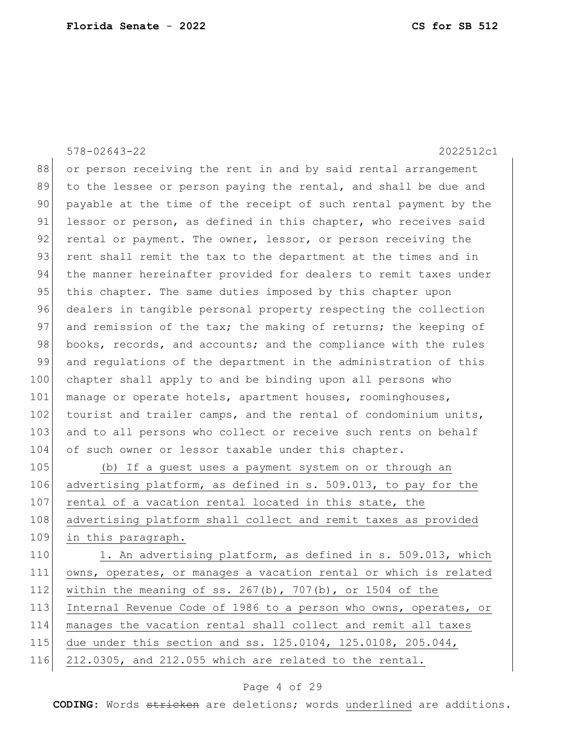or person receiving the rent in and by said rental arrangement to the lessee or person paying the rental, and shall be due and payable at the time of the receipt of such rental payment by the lessor or person, as defined in this chapter, who receives said rental or payment. The owner, lessor, or person receiving the rent shall remit the tax to the department at the times and in the manner hereinafter provided for dealers to remit taxes under this chapter. The same duties imposed by this chapter upon dealers in tangible personal property respecting the collection and remission of the tax; the making of returns; the keeping of books, records, and accounts; and the compliance with the rules and regulations of the department in the administration of this chapter shall apply to and be binding upon all persons who manage or operate hotels, apartment houses, roominghouses, tourist and trailer camps, and the rental of condominium units, and to all persons who collect or receive such rents on behalf of such owner or lessor taxable under this chapter.

<u>(b) If a guest uses a payment system on or through an advertising platform, as defined in s. 509.013, to pay for the rental of a vacation rental located in this state, the advertising platform shall collect and remit taxes as provided in this paragraph.</u>

<u>1. An advertising platform, as defined in s. 509.013, which owns, operates, or manages a vacation rental or which is related within the meaning of ss. 267(b), 707(b), or 1504 of the Internal Revenue Code of 1986 to a person who owns, operates, or manages the vacation rental shall collect and remit all taxes due under this section and ss. 125.0104, 125.0108, 205.044, 212.0305, and 212.055 which are related to the rental.</u>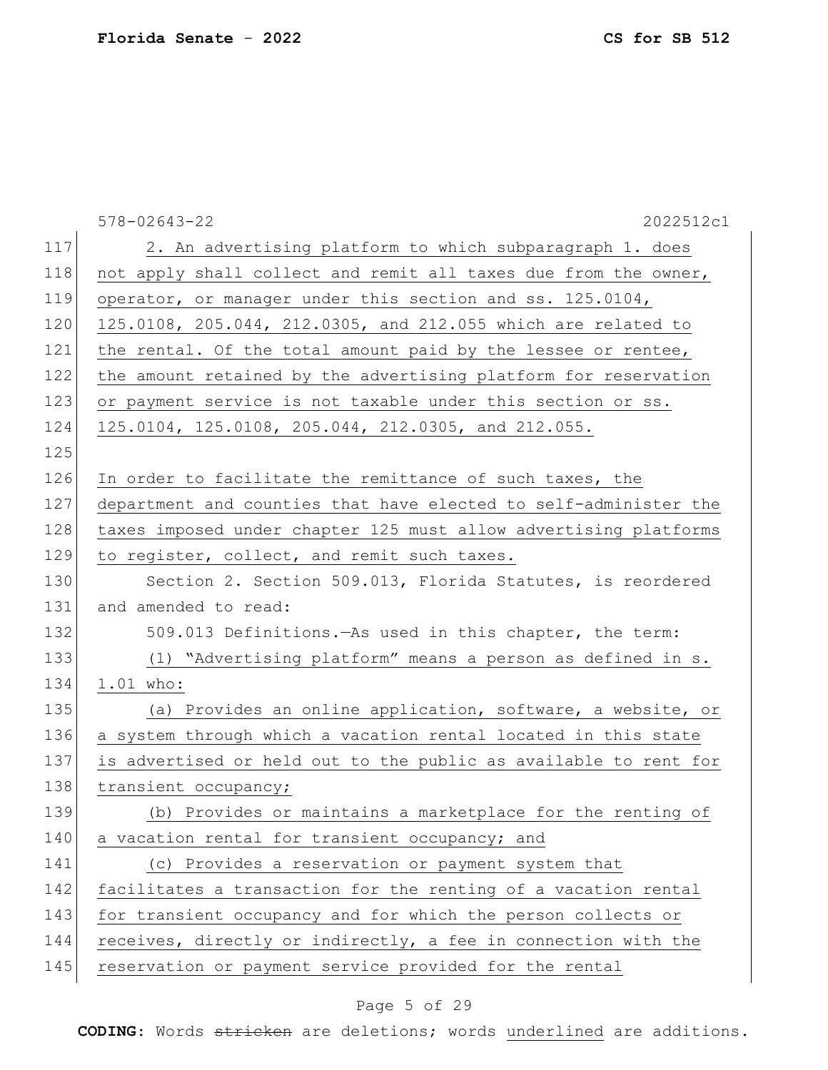2. An advertising platform to which subparagraph 1. does not apply shall collect and remit all taxes due from the owner, operator, or manager under this section and ss. 125.0104, 125.0108, 205.044, 212.0305, and 212.055 which are related to the rental. Of the total amount paid by the lessee or rentee, the amount retained by the advertising platform for reservation or payment service is not taxable under this section or ss. 125.0104, 125.0108, 205.044, 212.0305, and 212.055.

In order to facilitate the remittance of such taxes, the department and counties that have elected to self-administer the taxes imposed under chapter 125 must allow advertising platforms to register, collect, and remit such taxes.

Section 2. Section 509.013, Florida Statutes, is reordered and amended to read:

509.013 Definitions.—As used in this chapter, the term:

(1) "Advertising platform" means a person as defined in s. 1.01 who:

(a) Provides an online application, software, a website, or a system through which a vacation rental located in this state is advertised or held out to the public as available to rent for transient occupancy;

(b) Provides or maintains a marketplace for the renting of a vacation rental for transient occupancy; and

(c) Provides a reservation or payment system that facilitates a transaction for the renting of a vacation rental for transient occupancy and for which the person collects or receives, directly or indirectly, a fee in connection with the reservation or payment service provided for the rental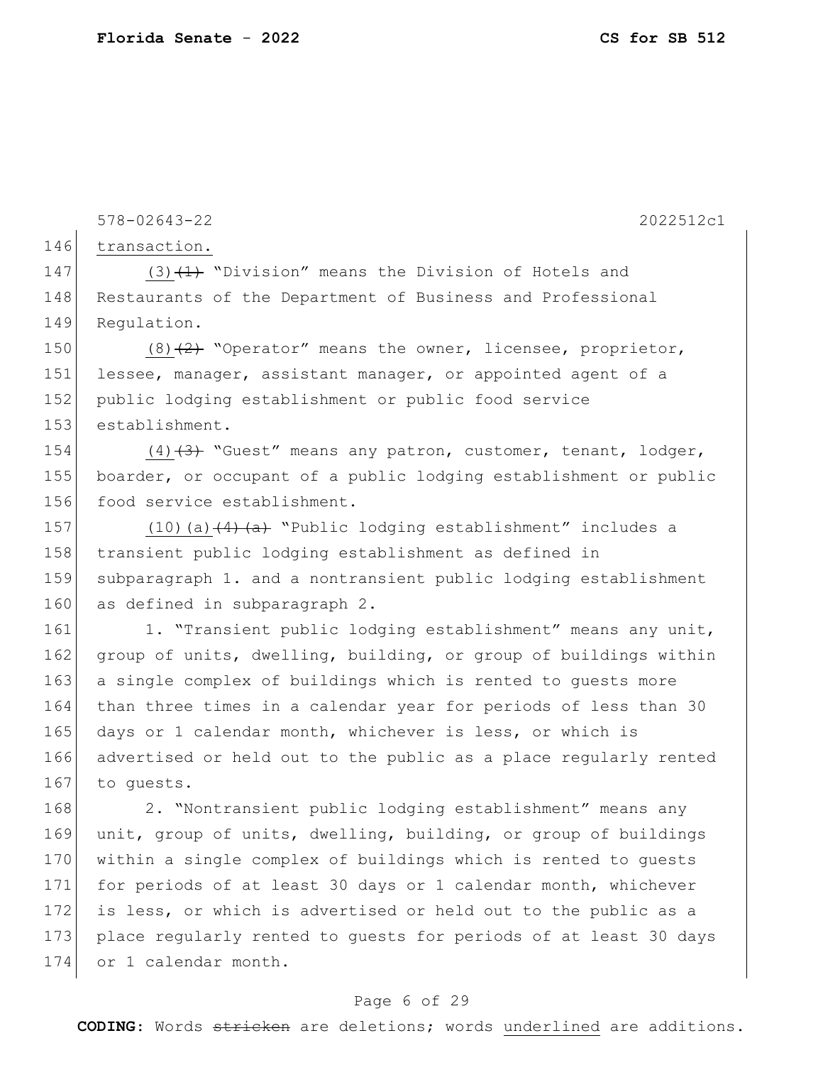578-02643-22 2022512c1

146 transaction.

147 (3) ~~(1)~~ "Division" means the Division of Hotels and
148 Restaurants of the Department of Business and Professional
149 Regulation.

150 (8) ~~(2)~~ "Operator" means the owner, licensee, proprietor,
151 lessee, manager, assistant manager, or appointed agent of a
152 public lodging establishment or public food service
153 establishment.

154 (4) ~~(3)~~ "Guest" means any patron, customer, tenant, lodger,
155 boarder, or occupant of a public lodging establishment or public
156 food service establishment.

157 (10)(a) ~~(4)(a)~~ "Public lodging establishment" includes a
158 transient public lodging establishment as defined in
159 subparagraph 1. and a nontransient public lodging establishment
160 as defined in subparagraph 2.

161 1. "Transient public lodging establishment" means any unit,
162 group of units, dwelling, building, or group of buildings within
163 a single complex of buildings which is rented to guests more
164 than three times in a calendar year for periods of less than 30
165 days or 1 calendar month, whichever is less, or which is
166 advertised or held out to the public as a place regularly rented
167 to guests.

168 2. "Nontransient public lodging establishment" means any
169 unit, group of units, dwelling, building, or group of buildings
170 within a single complex of buildings which is rented to guests
171 for periods of at least 30 days or 1 calendar month, whichever
172 is less, or which is advertised or held out to the public as a
173 place regularly rented to guests for periods of at least 30 days
174 or 1 calendar month.

**CODING:** Words ~~stricken~~ are deletions; words underlined are additions.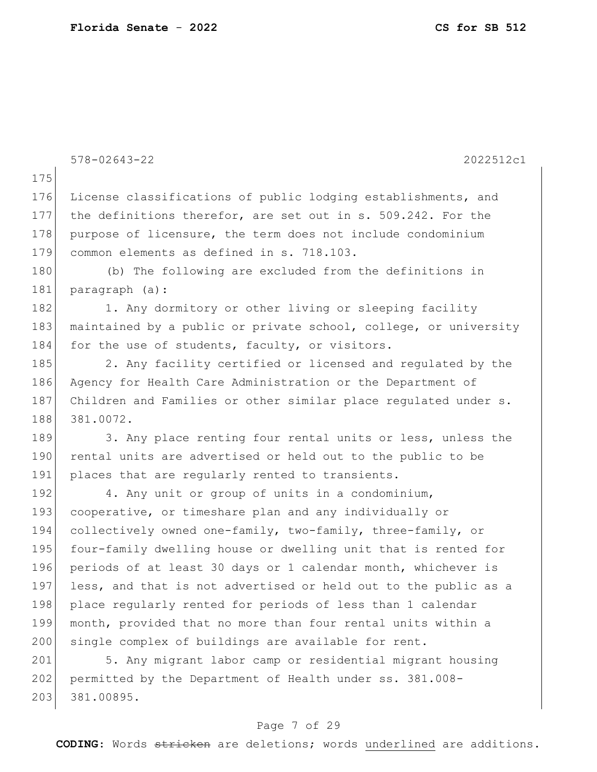License classifications of public lodging establishments, and the definitions therefor, are set out in s. 509.242. For the purpose of licensure, the term does not include condominium common elements as defined in s. 718.103.

(b) The following are excluded from the definitions in paragraph (a):

1. Any dormitory or other living or sleeping facility maintained by a public or private school, college, or university for the use of students, faculty, or visitors.

2. Any facility certified or licensed and regulated by the Agency for Health Care Administration or the Department of Children and Families or other similar place regulated under s. 381.0072.

3. Any place renting four rental units or less, unless the rental units are advertised or held out to the public to be places that are regularly rented to transients.

4. Any unit or group of units in a condominium, cooperative, or timeshare plan and any individually or collectively owned one-family, two-family, three-family, or four-family dwelling house or dwelling unit that is rented for periods of at least 30 days or 1 calendar month, whichever is less, and that is not advertised or held out to the public as a place regularly rented for periods of less than 1 calendar month, provided that no more than four rental units within a single complex of buildings are available for rent.

5. Any migrant labor camp or residential migrant housing permitted by the Department of Health under ss. 381.008-381.00895.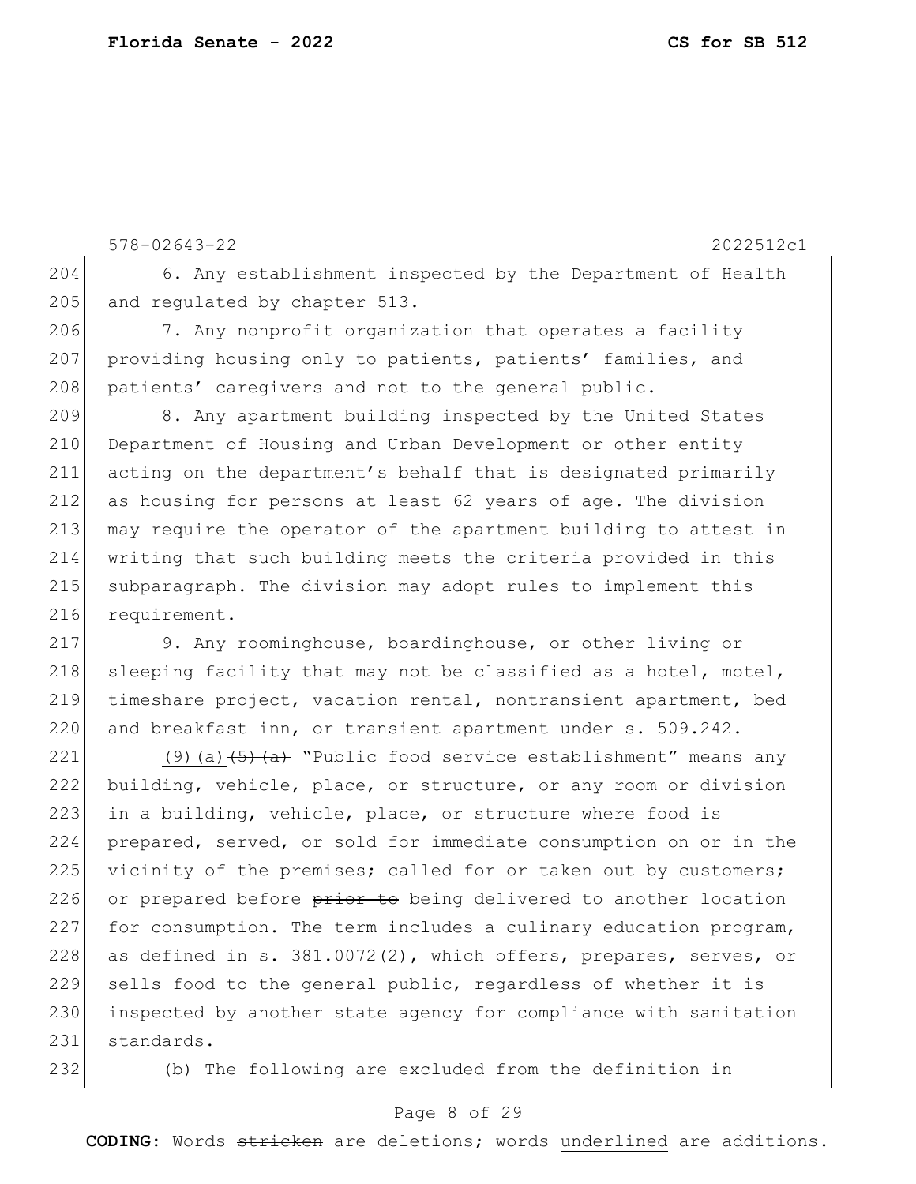6. Any establishment inspected by the Department of Health and regulated by chapter 513.

7. Any nonprofit organization that operates a facility providing housing only to patients, patients' families, and patients' caregivers and not to the general public.

8. Any apartment building inspected by the United States Department of Housing and Urban Development or other entity acting on the department's behalf that is designated primarily as housing for persons at least 62 years of age. The division may require the operator of the apartment building to attest in writing that such building meets the criteria provided in this subparagraph. The division may adopt rules to implement this requirement.

9. Any roominghouse, boardinghouse, or other living or sleeping facility that may not be classified as a hotel, motel, timeshare project, vacation rental, nontransient apartment, bed and breakfast inn, or transient apartment under s. 509.242.

(9)(a) ~~(5)(a)~~ "Public food service establishment" means any building, vehicle, place, or structure, or any room or division in a building, vehicle, place, or structure where food is prepared, served, or sold for immediate consumption on or in the vicinity of the premises; called for or taken out by customers; or prepared before ~~prior to~~ being delivered to another location for consumption. The term includes a culinary education program, as defined in s. 381.0072(2), which offers, prepares, serves, or sells food to the general public, regardless of whether it is inspected by another state agency for compliance with sanitation standards.

(b) The following are excluded from the definition in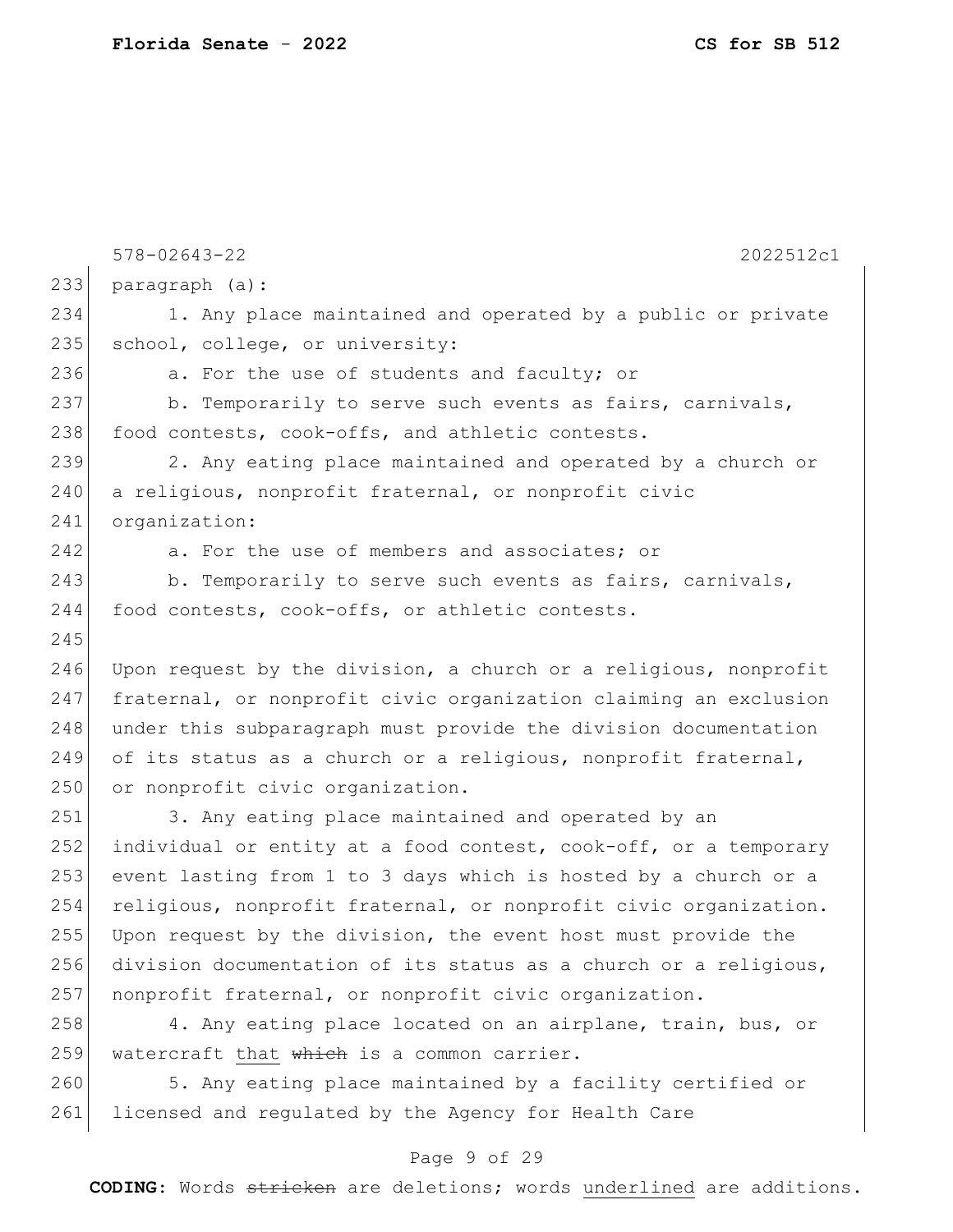paragraph (a):

1. Any place maintained and operated by a public or private school, college, or university:

a. For the use of students and faculty; or

b. Temporarily to serve such events as fairs, carnivals, food contests, cook-offs, and athletic contests.

2. Any eating place maintained and operated by a church or a religious, nonprofit fraternal, or nonprofit civic organization:

a. For the use of members and associates; or

b. Temporarily to serve such events as fairs, carnivals, food contests, cook-offs, or athletic contests.

Upon request by the division, a church or a religious, nonprofit fraternal, or nonprofit civic organization claiming an exclusion under this subparagraph must provide the division documentation of its status as a church or a religious, nonprofit fraternal, or nonprofit civic organization.

3. Any eating place maintained and operated by an individual or entity at a food contest, cook-off, or a temporary event lasting from 1 to 3 days which is hosted by a church or a religious, nonprofit fraternal, or nonprofit civic organization. Upon request by the division, the event host must provide the division documentation of its status as a church or a religious, nonprofit fraternal, or nonprofit civic organization.

4. Any eating place located on an airplane, train, bus, or watercraft <u>that</u> ~~which~~ is a common carrier.

5. Any eating place maintained by a facility certified or licensed and regulated by the Agency for Health Care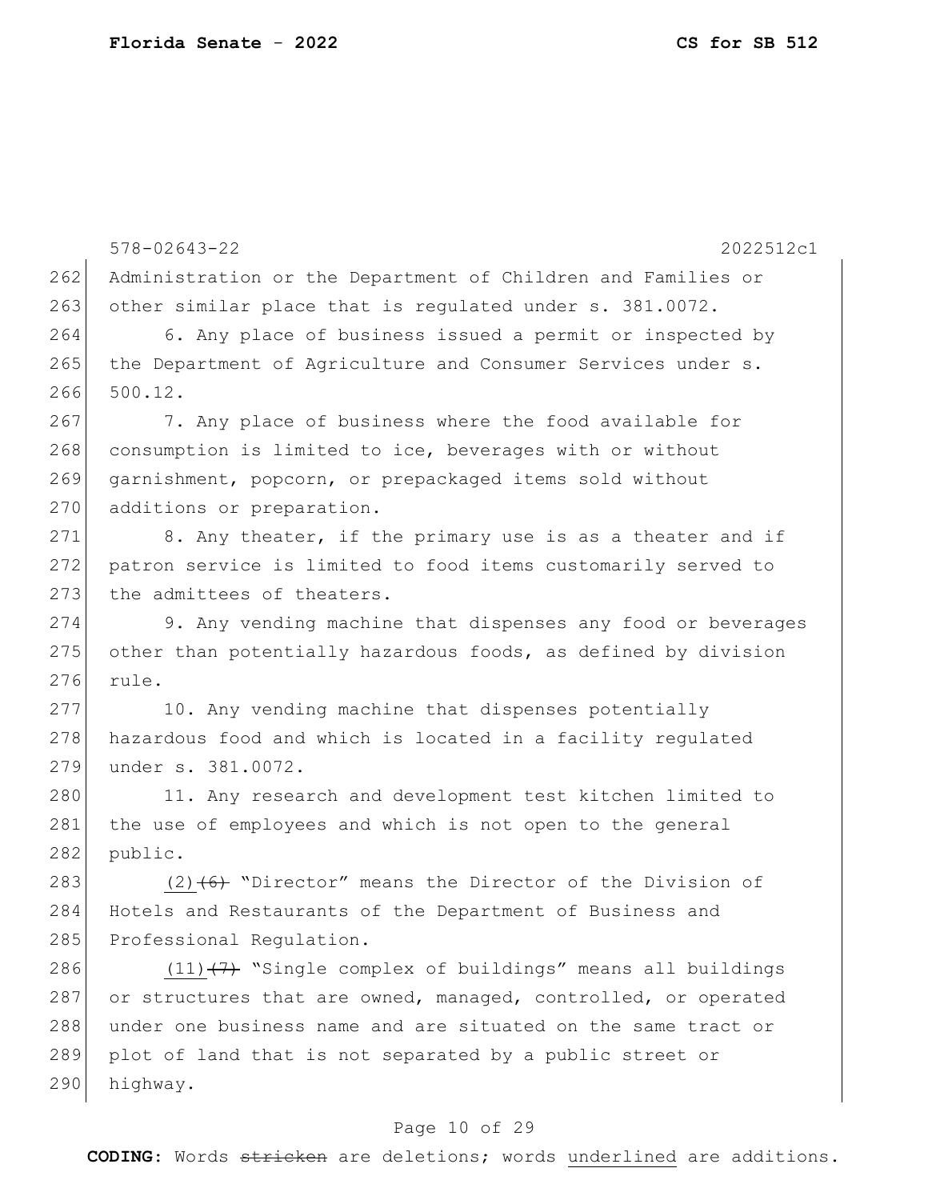Administration or the Department of Children and Families or other similar place that is regulated under s. 381.0072.

6. Any place of business issued a permit or inspected by the Department of Agriculture and Consumer Services under s. 500.12.

7. Any place of business where the food available for consumption is limited to ice, beverages with or without garnishment, popcorn, or prepackaged items sold without additions or preparation.

8. Any theater, if the primary use is as a theater and if patron service is limited to food items customarily served to the admittees of theaters.

9. Any vending machine that dispenses any food or beverages other than potentially hazardous foods, as defined by division rule.

10. Any vending machine that dispenses potentially hazardous food and which is located in a facility regulated under s. 381.0072.

11. Any research and development test kitchen limited to the use of employees and which is not open to the general public.

<u>(2)</u>~~(6)~~ "Director" means the Director of the Division of Hotels and Restaurants of the Department of Business and Professional Regulation.

<u>(11)</u>~~(7)~~ "Single complex of buildings" means all buildings or structures that are owned, managed, controlled, or operated under one business name and are situated on the same tract or plot of land that is not separated by a public street or highway.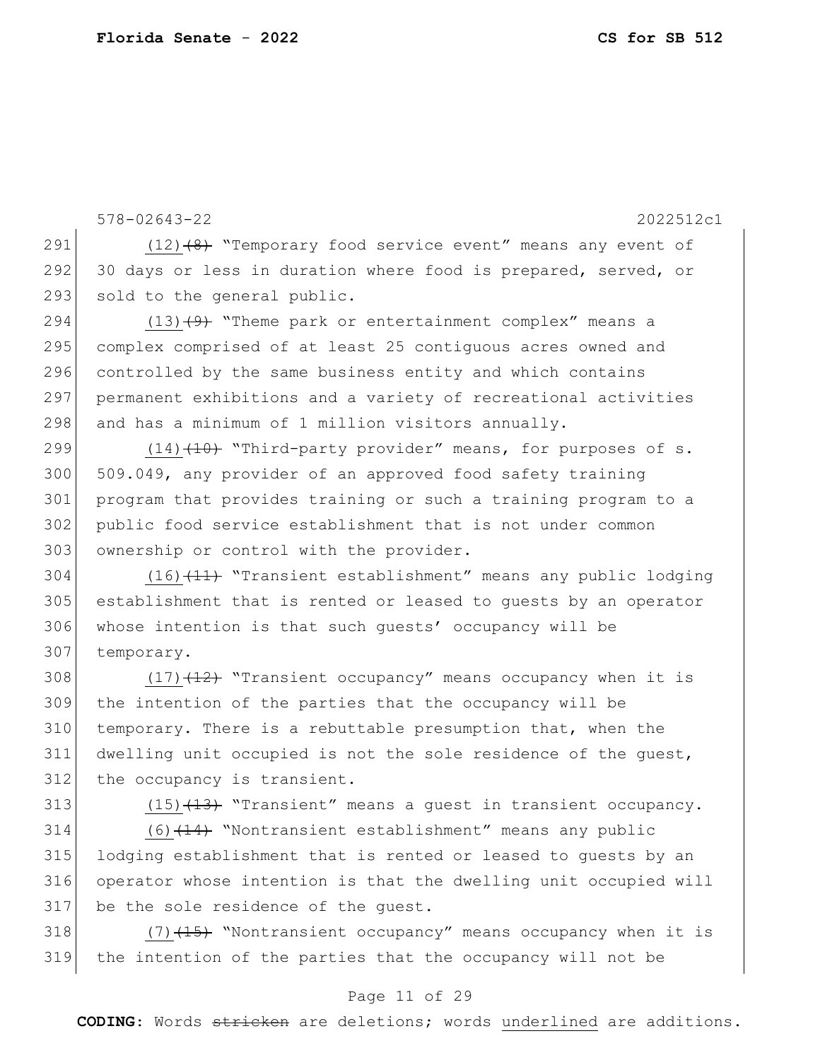(12)~~(8)~~ "Temporary food service event" means any event of 30 days or less in duration where food is prepared, served, or sold to the general public.

(13)~~(9)~~ "Theme park or entertainment complex" means a complex comprised of at least 25 contiguous acres owned and controlled by the same business entity and which contains permanent exhibitions and a variety of recreational activities and has a minimum of 1 million visitors annually.

(14)~~(10)~~ "Third-party provider" means, for purposes of s. 509.049, any provider of an approved food safety training program that provides training or such a training program to a public food service establishment that is not under common ownership or control with the provider.

(16)~~(11)~~ "Transient establishment" means any public lodging establishment that is rented or leased to guests by an operator whose intention is that such guests' occupancy will be temporary.

(17)~~(12)~~ "Transient occupancy" means occupancy when it is the intention of the parties that the occupancy will be temporary. There is a rebuttable presumption that, when the dwelling unit occupied is not the sole residence of the guest, the occupancy is transient.

(15)~~(13)~~ "Transient" means a guest in transient occupancy.

(6)~~(14)~~ "Nontransient establishment" means any public lodging establishment that is rented or leased to guests by an operator whose intention is that the dwelling unit occupied will be the sole residence of the guest.

(7)~~(15)~~ "Nontransient occupancy" means occupancy when it is the intention of the parties that the occupancy will not be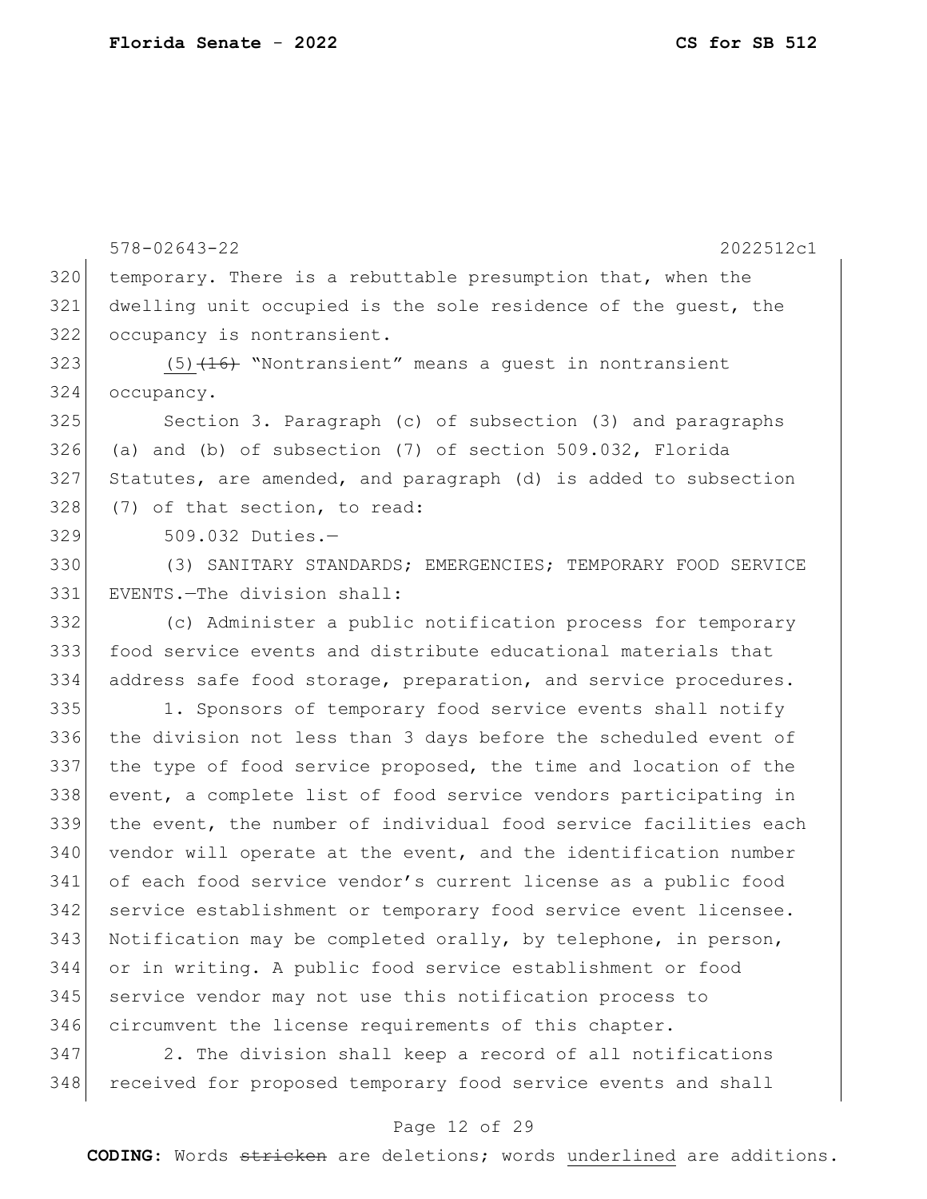temporary. There is a rebuttable presumption that, when the dwelling unit occupied is the sole residence of the guest, the occupancy is nontransient.

(5) ~~(16)~~ "Nontransient" means a guest in nontransient occupancy.

Section 3. Paragraph (c) of subsection (3) and paragraphs (a) and (b) of subsection (7) of section 509.032, Florida Statutes, are amended, and paragraph (d) is added to subsection (7) of that section, to read:

509.032 Duties.—

(3) SANITARY STANDARDS; EMERGENCIES; TEMPORARY FOOD SERVICE EVENTS.—The division shall:

(c) Administer a public notification process for temporary food service events and distribute educational materials that address safe food storage, preparation, and service procedures.

1. Sponsors of temporary food service events shall notify the division not less than 3 days before the scheduled event of the type of food service proposed, the time and location of the event, a complete list of food service vendors participating in the event, the number of individual food service facilities each vendor will operate at the event, and the identification number of each food service vendor's current license as a public food service establishment or temporary food service event licensee. Notification may be completed orally, by telephone, in person, or in writing. A public food service establishment or food service vendor may not use this notification process to circumvent the license requirements of this chapter.

2. The division shall keep a record of all notifications received for proposed temporary food service events and shall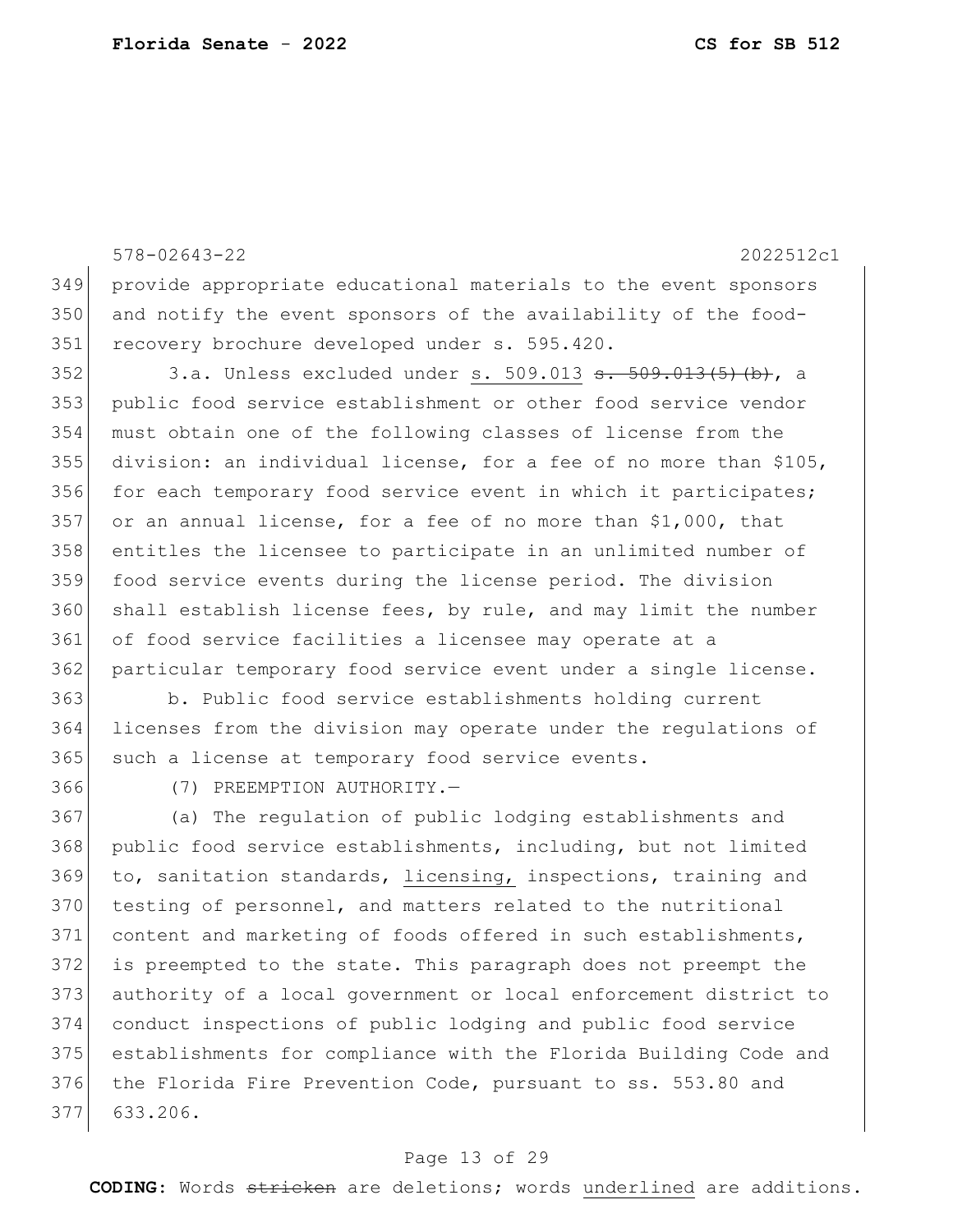provide appropriate educational materials to the event sponsors and notify the event sponsors of the availability of the food-recovery brochure developed under s. 595.420.

3.a. Unless excluded under <u>s. 509.013</u> ~~s. 509.013(5)(b)~~, a public food service establishment or other food service vendor must obtain one of the following classes of license from the division: an individual license, for a fee of no more than $105, for each temporary food service event in which it participates; or an annual license, for a fee of no more than $1,000, that entitles the licensee to participate in an unlimited number of food service events during the license period. The division shall establish license fees, by rule, and may limit the number of food service facilities a licensee may operate at a particular temporary food service event under a single license.

b. Public food service establishments holding current licenses from the division may operate under the regulations of such a license at temporary food service events.

(7) PREEMPTION AUTHORITY.—

(a) The regulation of public lodging establishments and public food service establishments, including, but not limited to, sanitation standards, <u>licensing,</u> inspections, training and testing of personnel, and matters related to the nutritional content and marketing of foods offered in such establishments, is preempted to the state. This paragraph does not preempt the authority of a local government or local enforcement district to conduct inspections of public lodging and public food service establishments for compliance with the Florida Building Code and the Florida Fire Prevention Code, pursuant to ss. 553.80 and 633.206.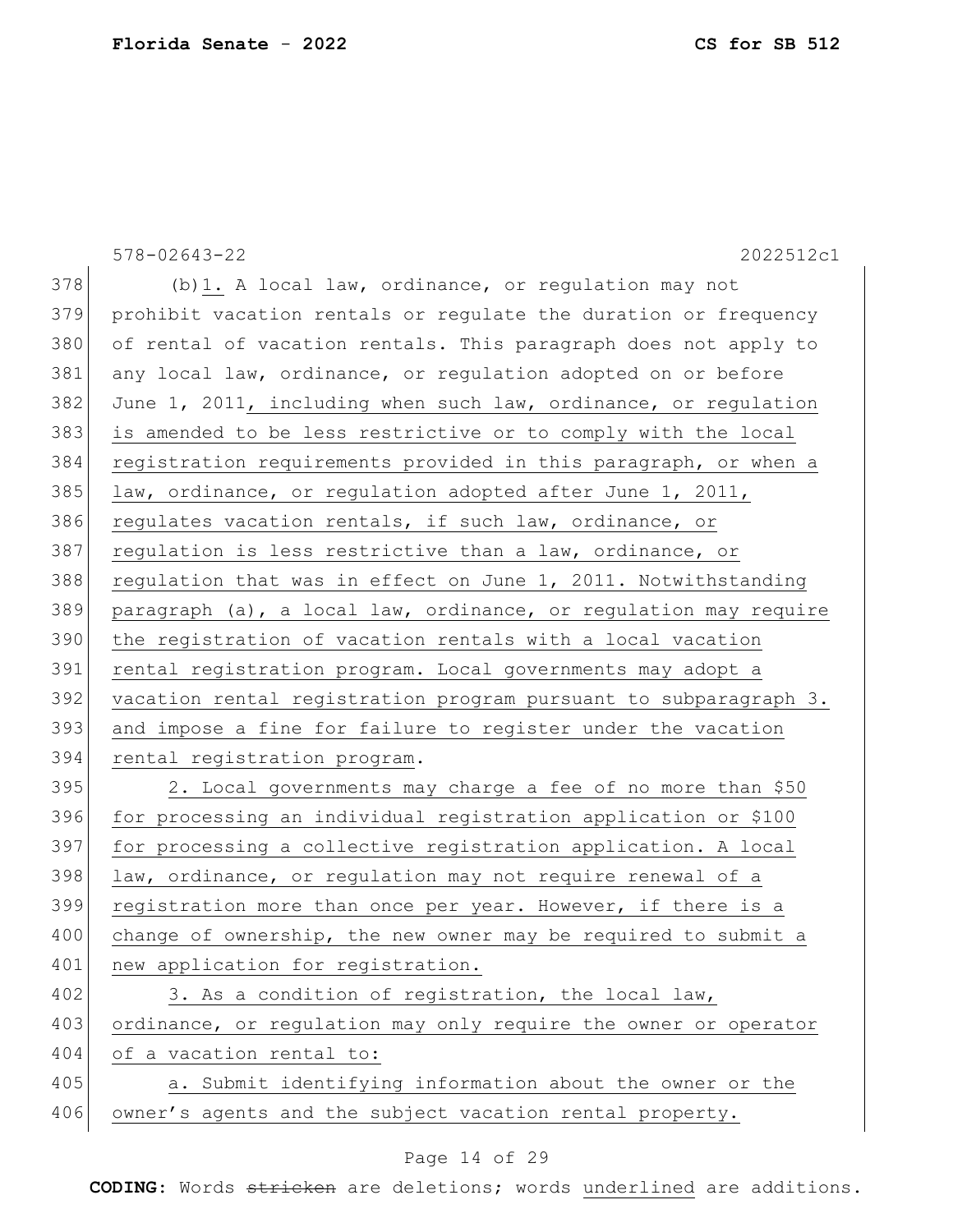578-02643-22 2022512c1

378 (b)1. A local law, ordinance, or regulation may not
379 prohibit vacation rentals or regulate the duration or frequency
380 of rental of vacation rentals. This paragraph does not apply to
381 any local law, ordinance, or regulation adopted on or before
382 June 1, 2011, including when such law, ordinance, or regulation
383 is amended to be less restrictive or to comply with the local
384 registration requirements provided in this paragraph, or when a
385 law, ordinance, or regulation adopted after June 1, 2011,
386 regulates vacation rentals, if such law, ordinance, or
387 regulation is less restrictive than a law, ordinance, or
388 regulation that was in effect on June 1, 2011. Notwithstanding
389 paragraph (a), a local law, ordinance, or regulation may require
390 the registration of vacation rentals with a local vacation
391 rental registration program. Local governments may adopt a
392 vacation rental registration program pursuant to subparagraph 3.
393 and impose a fine for failure to register under the vacation
394 rental registration program.

395 2. Local governments may charge a fee of no more than $50
396 for processing an individual registration application or $100
397 for processing a collective registration application. A local
398 law, ordinance, or regulation may not require renewal of a
399 registration more than once per year. However, if there is a
400 change of ownership, the new owner may be required to submit a
401 new application for registration.

402 3. As a condition of registration, the local law,
403 ordinance, or regulation may only require the owner or operator
404 of a vacation rental to:

405 a. Submit identifying information about the owner or the
406 owner's agents and the subject vacation rental property.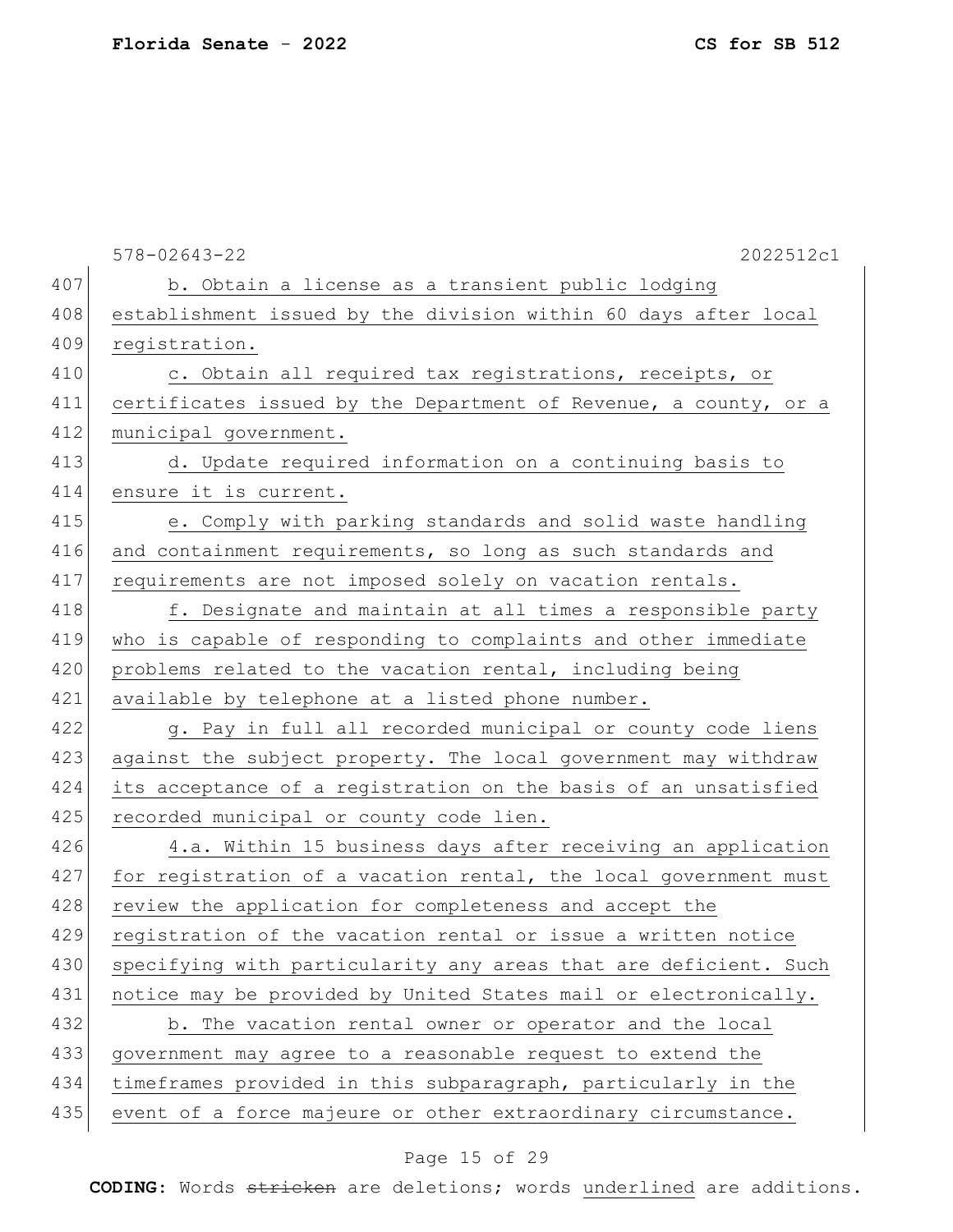b. Obtain a license as a transient public lodging establishment issued by the division within 60 days after local registration.

c. Obtain all required tax registrations, receipts, or certificates issued by the Department of Revenue, a county, or a municipal government.

d. Update required information on a continuing basis to ensure it is current.

e. Comply with parking standards and solid waste handling and containment requirements, so long as such standards and requirements are not imposed solely on vacation rentals.

f. Designate and maintain at all times a responsible party who is capable of responding to complaints and other immediate problems related to the vacation rental, including being available by telephone at a listed phone number.

g. Pay in full all recorded municipal or county code liens against the subject property. The local government may withdraw its acceptance of a registration on the basis of an unsatisfied recorded municipal or county code lien.

4.a. Within 15 business days after receiving an application for registration of a vacation rental, the local government must review the application for completeness and accept the registration of the vacation rental or issue a written notice specifying with particularity any areas that are deficient. Such notice may be provided by United States mail or electronically.

b. The vacation rental owner or operator and the local government may agree to a reasonable request to extend the timeframes provided in this subparagraph, particularly in the event of a force majeure or other extraordinary circumstance.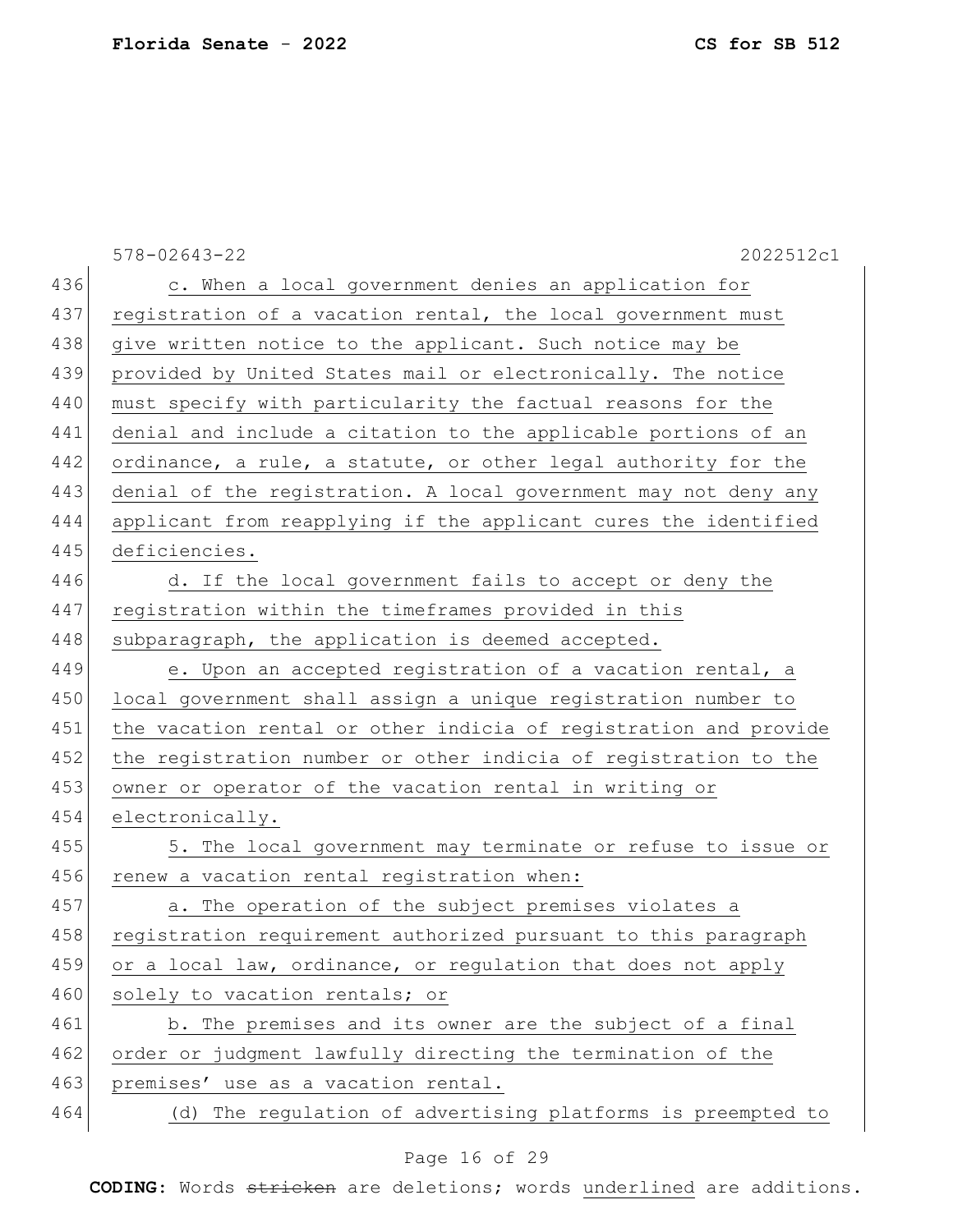c. When a local government denies an application for registration of a vacation rental, the local government must give written notice to the applicant. Such notice may be provided by United States mail or electronically. The notice must specify with particularity the factual reasons for the denial and include a citation to the applicable portions of an ordinance, a rule, a statute, or other legal authority for the denial of the registration. A local government may not deny any applicant from reapplying if the applicant cures the identified deficiencies.

d. If the local government fails to accept or deny the registration within the timeframes provided in this subparagraph, the application is deemed accepted.

e. Upon an accepted registration of a vacation rental, a local government shall assign a unique registration number to the vacation rental or other indicia of registration and provide the registration number or other indicia of registration to the owner or operator of the vacation rental in writing or electronically.

5. The local government may terminate or refuse to issue or renew a vacation rental registration when:

a. The operation of the subject premises violates a registration requirement authorized pursuant to this paragraph or a local law, ordinance, or regulation that does not apply solely to vacation rentals; or

b. The premises and its owner are the subject of a final order or judgment lawfully directing the termination of the premises' use as a vacation rental.

(d) The regulation of advertising platforms is preempted to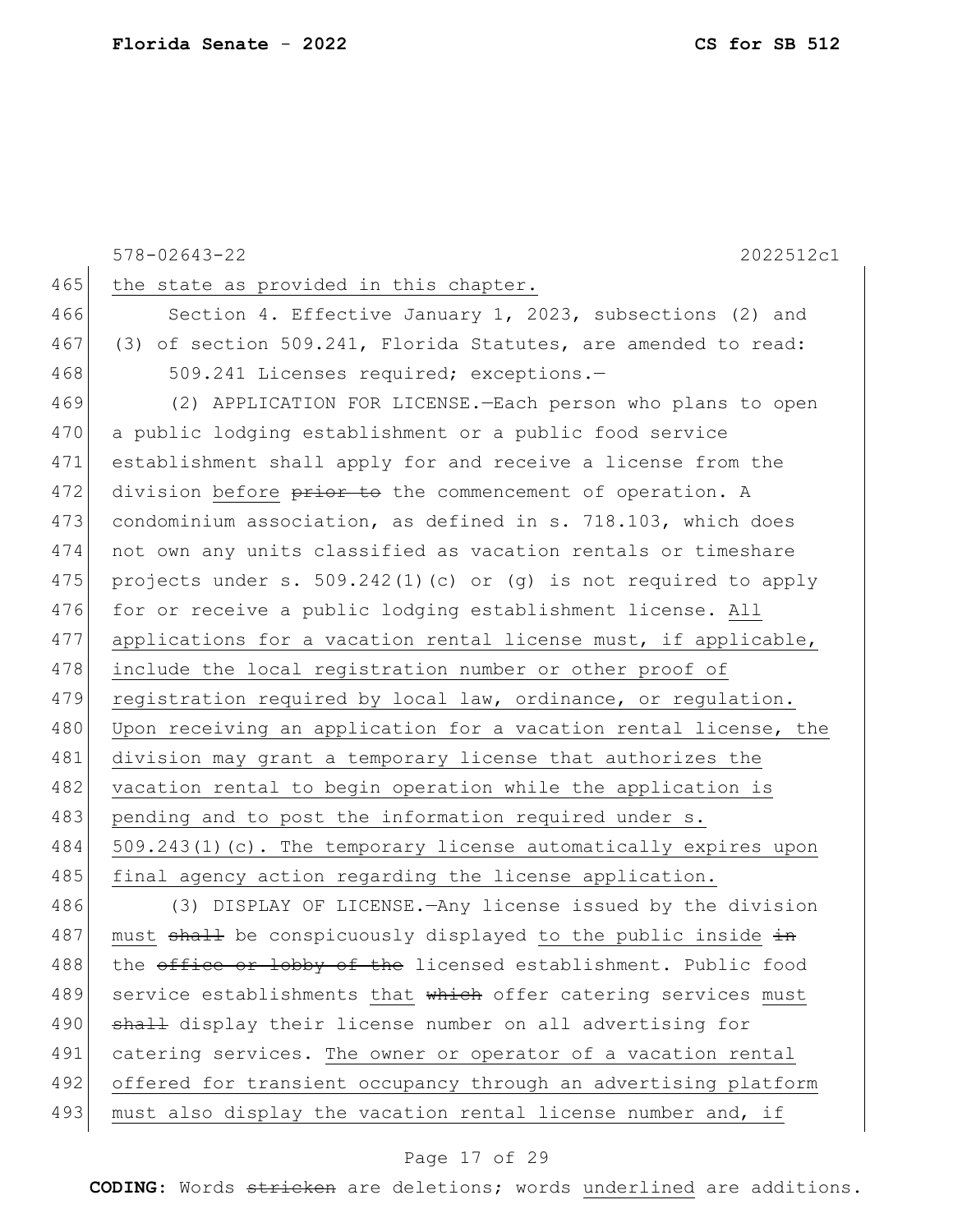578-02643-22 2022512c1

465 the state as provided in this chapter.

466 Section 4. Effective January 1, 2023, subsections (2) and
467 (3) of section 509.241, Florida Statutes, are amended to read:

468 509.241 Licenses required; exceptions.—

469 (2) APPLICATION FOR LICENSE.—Each person who plans to open
470 a public lodging establishment or a public food service
471 establishment shall apply for and receive a license from the
472 division before ~~prior to~~ the commencement of operation. A
473 condominium association, as defined in s. 718.103, which does
474 not own any units classified as vacation rentals or timeshare
475 projects under s. 509.242(1)(c) or (g) is not required to apply
476 for or receive a public lodging establishment license. <u>All</u>
477 <u>applications for a vacation rental license must, if applicable,</u>
478 <u>include the local registration number or other proof of</u>
479 <u>registration required by local law, ordinance, or regulation.</u>
480 <u>Upon receiving an application for a vacation rental license, the</u>
481 <u>division may grant a temporary license that authorizes the</u>
482 <u>vacation rental to begin operation while the application is</u>
483 <u>pending and to post the information required under s.</u>
484 <u>509.243(1)(c). The temporary license automatically expires upon</u>
485 <u>final agency action regarding the license application.</u>

486 (3) DISPLAY OF LICENSE.—Any license issued by the division
487 <u>must</u> ~~shall~~ be conspicuously displayed <u>to the public inside</u> ~~in~~
488 the ~~office or lobby of the~~ licensed establishment. Public food
489 service establishments <u>that</u> ~~which~~ offer catering services <u>must</u>
490 ~~shall~~ display their license number on all advertising for
491 catering services. <u>The owner or operator of a vacation rental</u>
492 <u>offered for transient occupancy through an advertising platform</u>
493 <u>must also display the vacation rental license number and, if</u>

**CODING:** Words ~~stricken~~ are deletions; words <u>underlined</u> are additions.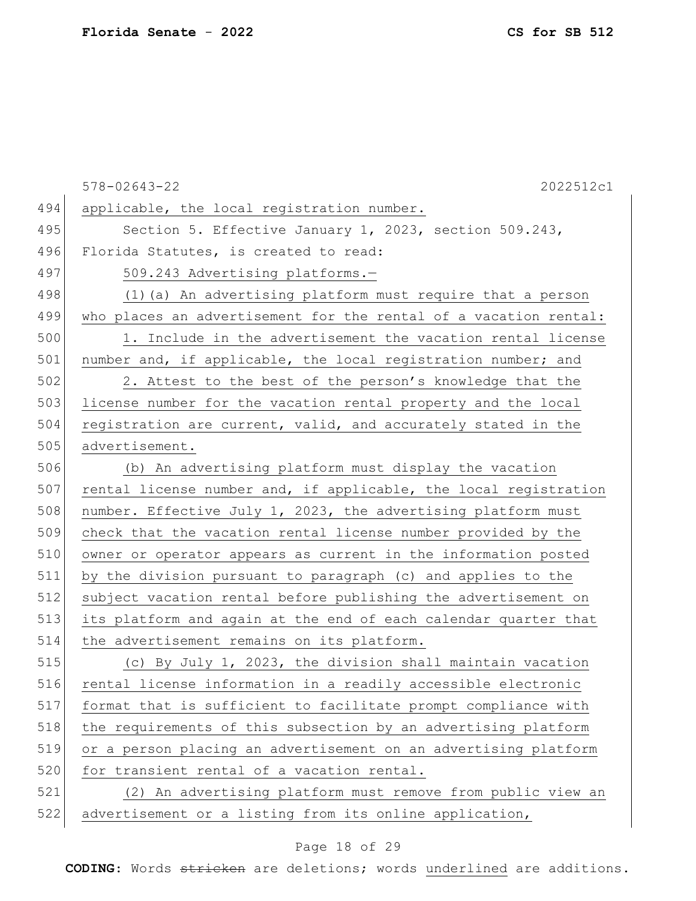applicable, the local registration number.

Section 5. Effective January 1, 2023, section 509.243, Florida Statutes, is created to read:

509.243 Advertising platforms.—

(1)(a) An advertising platform must require that a person who places an advertisement for the rental of a vacation rental:

1. Include in the advertisement the vacation rental license number and, if applicable, the local registration number; and

2. Attest to the best of the person's knowledge that the license number for the vacation rental property and the local registration are current, valid, and accurately stated in the advertisement.

(b) An advertising platform must display the vacation rental license number and, if applicable, the local registration number. Effective July 1, 2023, the advertising platform must check that the vacation rental license number provided by the owner or operator appears as current in the information posted by the division pursuant to paragraph (c) and applies to the subject vacation rental before publishing the advertisement on its platform and again at the end of each calendar quarter that the advertisement remains on its platform.

(c) By July 1, 2023, the division shall maintain vacation rental license information in a readily accessible electronic format that is sufficient to facilitate prompt compliance with the requirements of this subsection by an advertising platform or a person placing an advertisement on an advertising platform for transient rental of a vacation rental.

(2) An advertising platform must remove from public view an advertisement or a listing from its online application,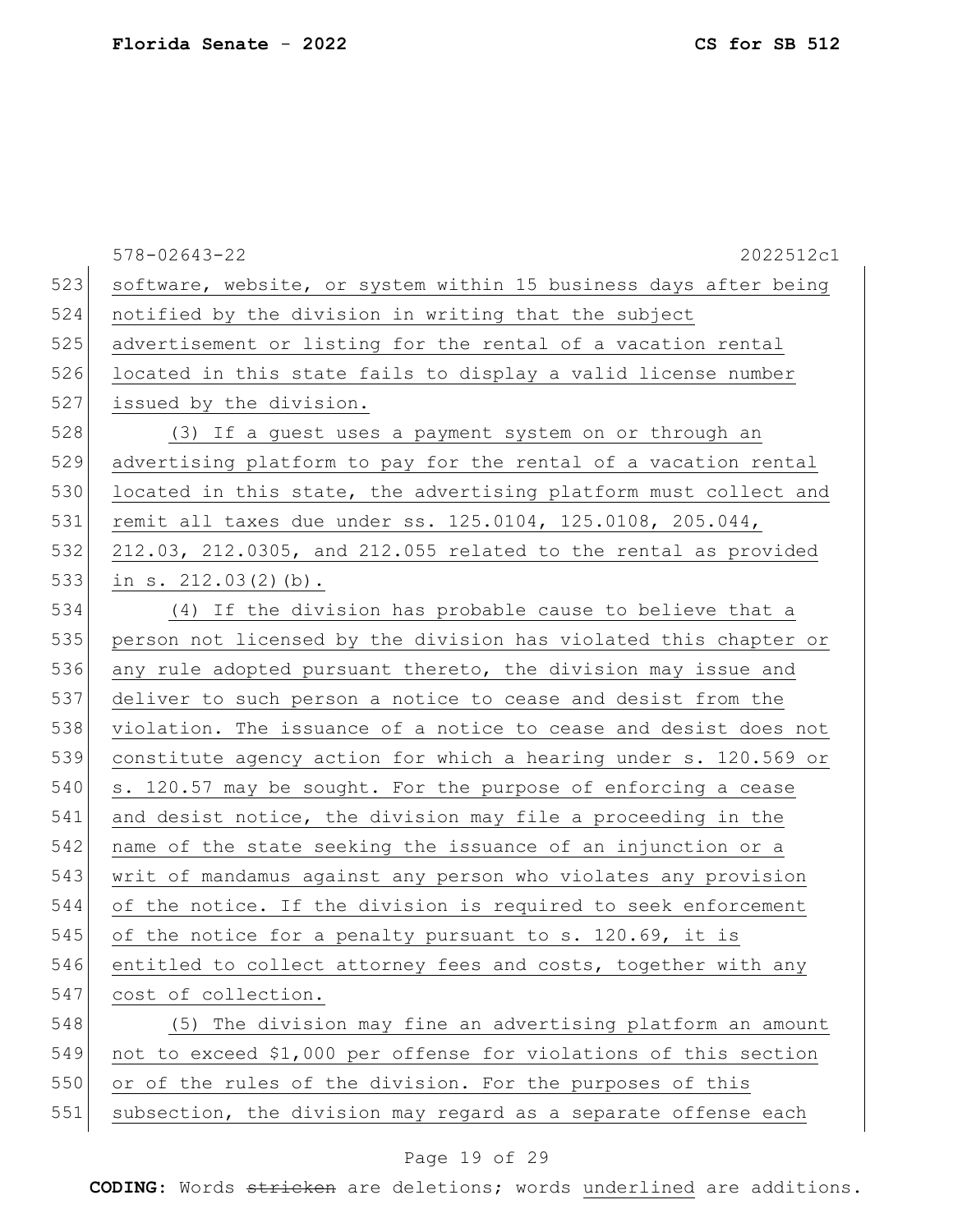software, website, or system within 15 business days after being notified by the division in writing that the subject advertisement or listing for the rental of a vacation rental located in this state fails to display a valid license number issued by the division.

(3) If a guest uses a payment system on or through an advertising platform to pay for the rental of a vacation rental located in this state, the advertising platform must collect and remit all taxes due under ss. 125.0104, 125.0108, 205.044, 212.03, 212.0305, and 212.055 related to the rental as provided in s. 212.03(2)(b).

(4) If the division has probable cause to believe that a person not licensed by the division has violated this chapter or any rule adopted pursuant thereto, the division may issue and deliver to such person a notice to cease and desist from the violation. The issuance of a notice to cease and desist does not constitute agency action for which a hearing under s. 120.569 or s. 120.57 may be sought. For the purpose of enforcing a cease and desist notice, the division may file a proceeding in the name of the state seeking the issuance of an injunction or a writ of mandamus against any person who violates any provision of the notice. If the division is required to seek enforcement of the notice for a penalty pursuant to s. 120.69, it is entitled to collect attorney fees and costs, together with any cost of collection.

(5) The division may fine an advertising platform an amount not to exceed $1,000 per offense for violations of this section or of the rules of the division. For the purposes of this subsection, the division may regard as a separate offense each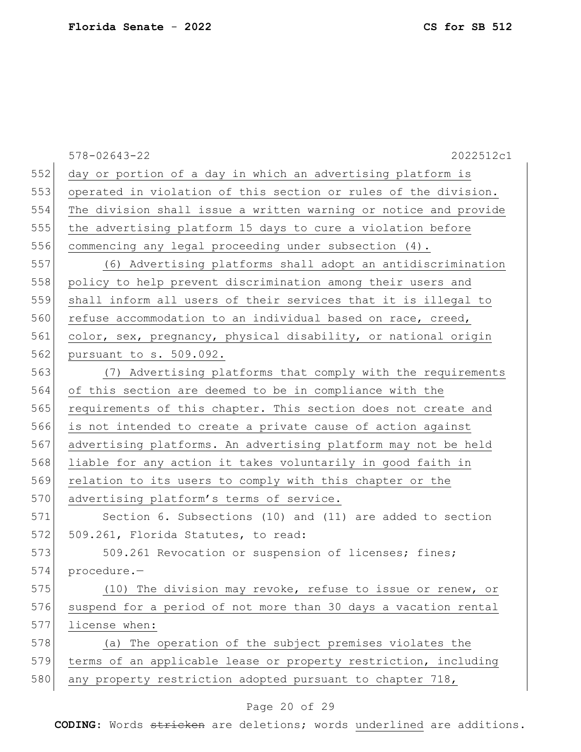day or portion of a day in which an advertising platform is operated in violation of this section or rules of the division. The division shall issue a written warning or notice and provide the advertising platform 15 days to cure a violation before commencing any legal proceeding under subsection (4).

(6) Advertising platforms shall adopt an antidiscrimination policy to help prevent discrimination among their users and shall inform all users of their services that it is illegal to refuse accommodation to an individual based on race, creed, color, sex, pregnancy, physical disability, or national origin pursuant to s. 509.092.

(7) Advertising platforms that comply with the requirements of this section are deemed to be in compliance with the requirements of this chapter. This section does not create and is not intended to create a private cause of action against advertising platforms. An advertising platform may not be held liable for any action it takes voluntarily in good faith in relation to its users to comply with this chapter or the advertising platform's terms of service.

Section 6. Subsections (10) and (11) are added to section 509.261, Florida Statutes, to read:

509.261 Revocation or suspension of licenses; fines; procedure.—

(10) The division may revoke, refuse to issue or renew, or suspend for a period of not more than 30 days a vacation rental license when:

(a) The operation of the subject premises violates the terms of an applicable lease or property restriction, including any property restriction adopted pursuant to chapter 718,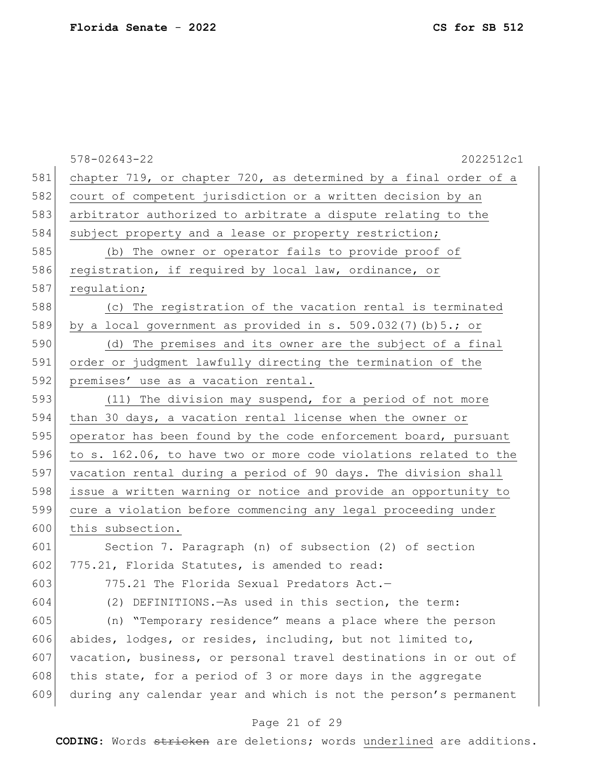chapter 719, or chapter 720, as determined by a final order of a court of competent jurisdiction or a written decision by an arbitrator authorized to arbitrate a dispute relating to the subject property and a lease or property restriction;

(b) The owner or operator fails to provide proof of registration, if required by local law, ordinance, or regulation;

(c) The registration of the vacation rental is terminated by a local government as provided in s. 509.032(7)(b)5.; or

(d) The premises and its owner are the subject of a final order or judgment lawfully directing the termination of the premises' use as a vacation rental.

(11) The division may suspend, for a period of not more than 30 days, a vacation rental license when the owner or operator has been found by the code enforcement board, pursuant to s. 162.06, to have two or more code violations related to the vacation rental during a period of 90 days. The division shall issue a written warning or notice and provide an opportunity to cure a violation before commencing any legal proceeding under this subsection.

Section 7. Paragraph (n) of subsection (2) of section 775.21, Florida Statutes, is amended to read:

775.21 The Florida Sexual Predators Act.—

(2) DEFINITIONS.—As used in this section, the term:

(n) "Temporary residence" means a place where the person abides, lodges, or resides, including, but not limited to, vacation, business, or personal travel destinations in or out of this state, for a period of 3 or more days in the aggregate during any calendar year and which is not the person's permanent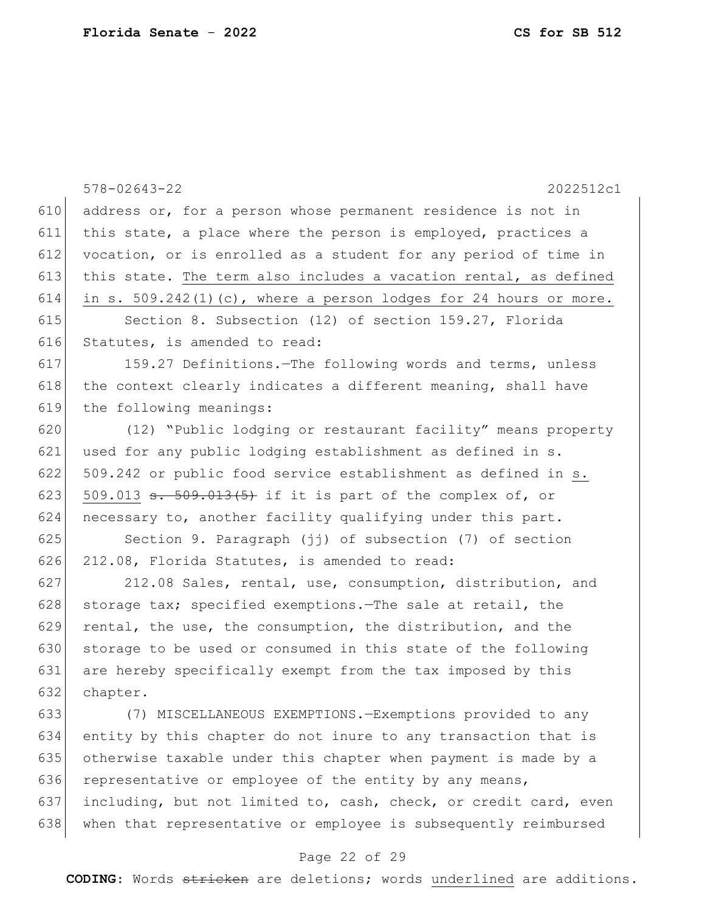address or, for a person whose permanent residence is not in this state, a place where the person is employed, practices a vocation, or is enrolled as a student for any period of time in this state. <u>The term also includes a vacation rental, as defined in s. 509.242(1)(c), where a person lodges for 24 hours or more.</u>

Section 8. Subsection (12) of section 159.27, Florida Statutes, is amended to read:

159.27 Definitions.—The following words and terms, unless the context clearly indicates a different meaning, shall have the following meanings:

(12) "Public lodging or restaurant facility" means property used for any public lodging establishment as defined in s. 509.242 or public food service establishment as defined in <u>s. 509.013</u> ~~s. 509.013(5)~~ if it is part of the complex of, or necessary to, another facility qualifying under this part.

Section 9. Paragraph (jj) of subsection (7) of section 212.08, Florida Statutes, is amended to read:

212.08 Sales, rental, use, consumption, distribution, and storage tax; specified exemptions.—The sale at retail, the rental, the use, the consumption, the distribution, and the storage to be used or consumed in this state of the following are hereby specifically exempt from the tax imposed by this chapter.

(7) MISCELLANEOUS EXEMPTIONS.—Exemptions provided to any entity by this chapter do not inure to any transaction that is otherwise taxable under this chapter when payment is made by a representative or employee of the entity by any means, including, but not limited to, cash, check, or credit card, even when that representative or employee is subsequently reimbursed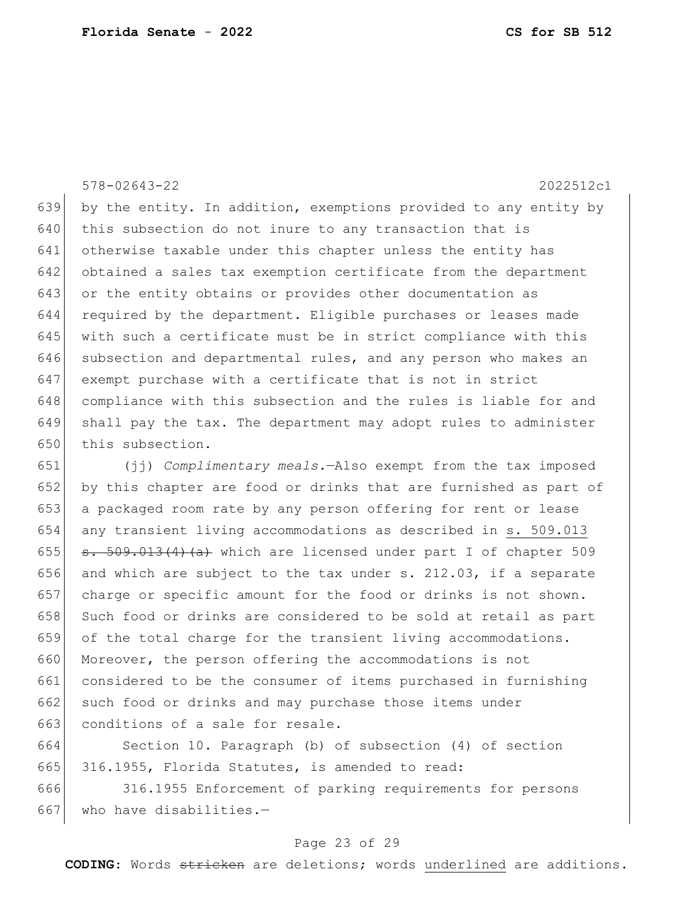by the entity. In addition, exemptions provided to any entity by this subsection do not inure to any transaction that is otherwise taxable under this chapter unless the entity has obtained a sales tax exemption certificate from the department or the entity obtains or provides other documentation as required by the department. Eligible purchases or leases made with such a certificate must be in strict compliance with this subsection and departmental rules, and any person who makes an exempt purchase with a certificate that is not in strict compliance with this subsection and the rules is liable for and shall pay the tax. The department may adopt rules to administer this subsection.

(jj) *Complimentary meals.*—Also exempt from the tax imposed by this chapter are food or drinks that are furnished as part of a packaged room rate by any person offering for rent or lease any transient living accommodations as described in s. 509.013 ~~s. 509.013(4)(a)~~ which are licensed under part I of chapter 509 and which are subject to the tax under s. 212.03, if a separate charge or specific amount for the food or drinks is not shown. Such food or drinks are considered to be sold at retail as part of the total charge for the transient living accommodations. Moreover, the person offering the accommodations is not considered to be the consumer of items purchased in furnishing such food or drinks and may purchase those items under conditions of a sale for resale.

Section 10. Paragraph (b) of subsection (4) of section 316.1955, Florida Statutes, is amended to read:

316.1955 Enforcement of parking requirements for persons who have disabilities.—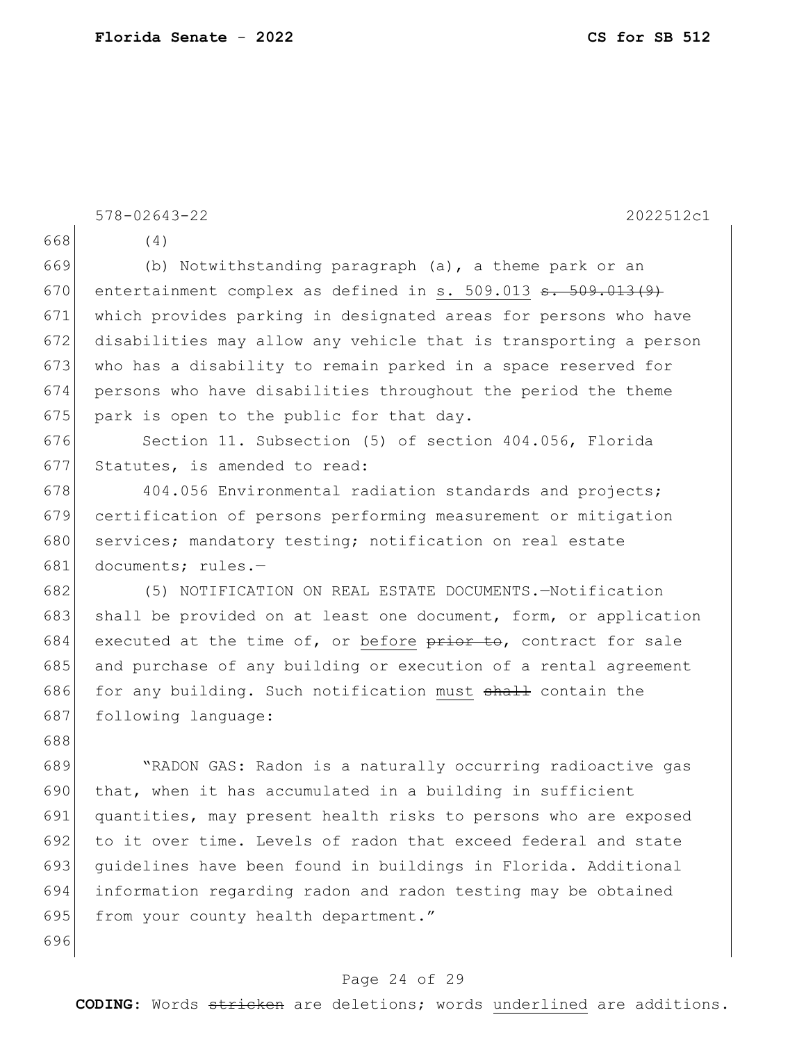(4)

(b) Notwithstanding paragraph (a), a theme park or an entertainment complex as defined in s. 509.013 ~~s. 509.013(9)~~ which provides parking in designated areas for persons who have disabilities may allow any vehicle that is transporting a person who has a disability to remain parked in a space reserved for persons who have disabilities throughout the period the theme park is open to the public for that day.

Section 11. Subsection (5) of section 404.056, Florida Statutes, is amended to read:

404.056 Environmental radiation standards and projects; certification of persons performing measurement or mitigation services; mandatory testing; notification on real estate documents; rules.—

(5) NOTIFICATION ON REAL ESTATE DOCUMENTS.—Notification shall be provided on at least one document, form, or application executed at the time of, or before ~~prior to~~, contract for sale and purchase of any building or execution of a rental agreement for any building. Such notification must ~~shall~~ contain the following language:

"RADON GAS: Radon is a naturally occurring radioactive gas that, when it has accumulated in a building in sufficient quantities, may present health risks to persons who are exposed to it over time. Levels of radon that exceed federal and state guidelines have been found in buildings in Florida. Additional information regarding radon and radon testing may be obtained from your county health department."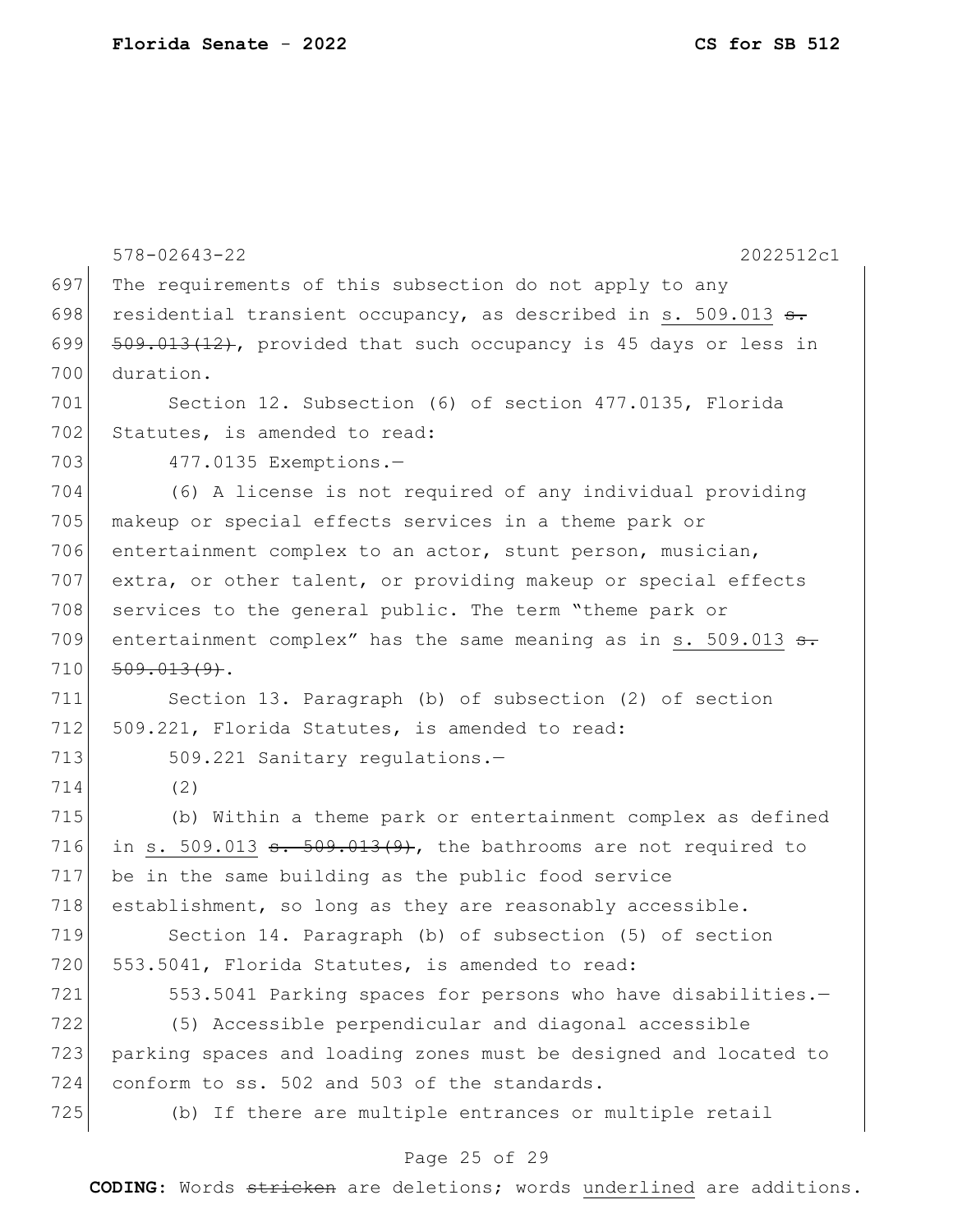578-02643-22 2022512c1

697 The requirements of this subsection do not apply to any
698 residential transient occupancy, as described in <u>s. 509.013</u> ~~s.~~
699 ~~509.013(12)~~, provided that such occupancy is 45 days or less in
700 duration.

701 Section 12. Subsection (6) of section 477.0135, Florida
702 Statutes, is amended to read:

703 477.0135 Exemptions.—

704 (6) A license is not required of any individual providing
705 makeup or special effects services in a theme park or
706 entertainment complex to an actor, stunt person, musician,
707 extra, or other talent, or providing makeup or special effects
708 services to the general public. The term "theme park or
709 entertainment complex" has the same meaning as in <u>s. 509.013</u> ~~s.~~
710 ~~509.013(9)~~.

711 Section 13. Paragraph (b) of subsection (2) of section
712 509.221, Florida Statutes, is amended to read:

713 509.221 Sanitary regulations.—

714 (2)

715 (b) Within a theme park or entertainment complex as defined
716 in <u>s. 509.013</u> ~~s. 509.013(9)~~, the bathrooms are not required to
717 be in the same building as the public food service
718 establishment, so long as they are reasonably accessible.

719 Section 14. Paragraph (b) of subsection (5) of section
720 553.5041, Florida Statutes, is amended to read:

721 553.5041 Parking spaces for persons who have disabilities.—

722 (5) Accessible perpendicular and diagonal accessible
723 parking spaces and loading zones must be designed and located to
724 conform to ss. 502 and 503 of the standards.

725 (b) If there are multiple entrances or multiple retail

**CODING:** Words ~~stricken~~ are deletions; words <u>underlined</u> are additions.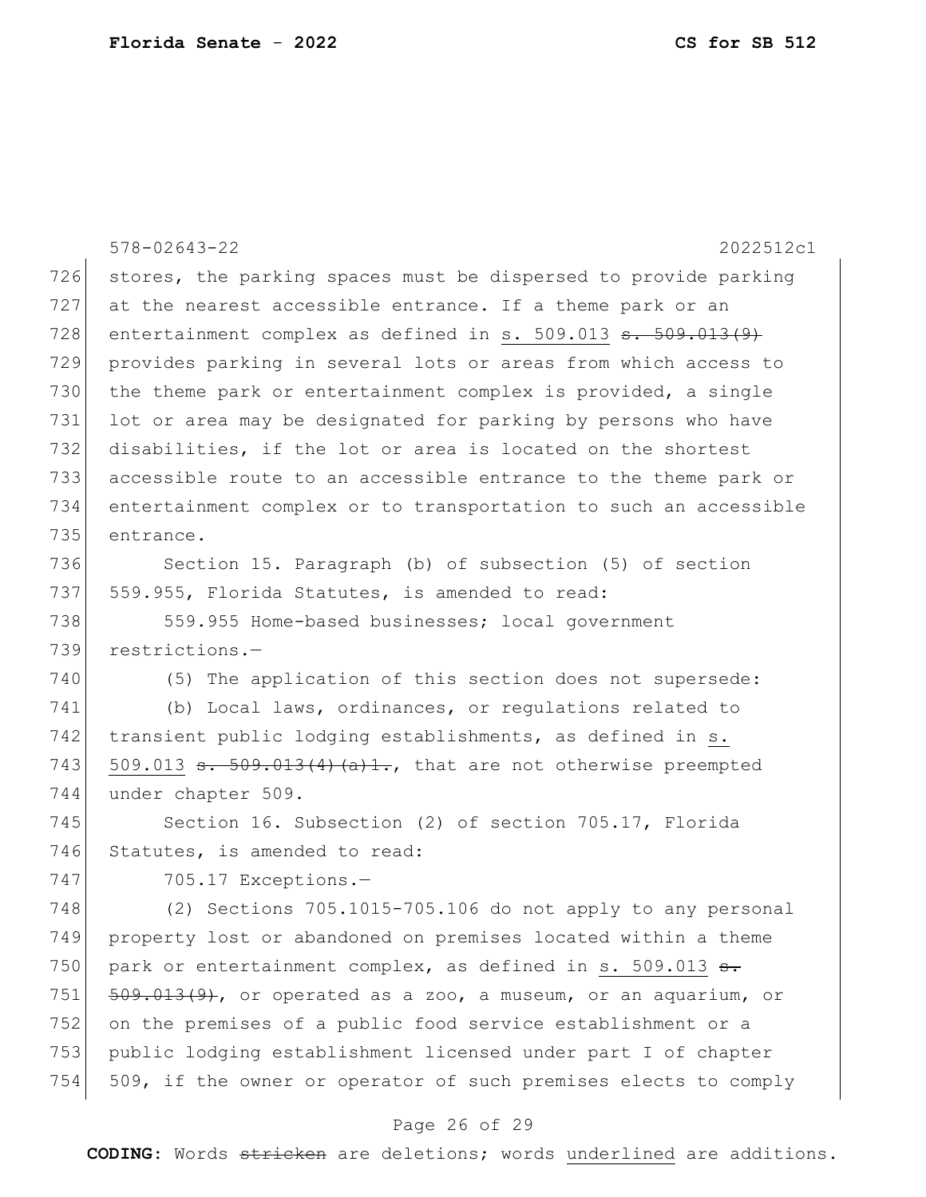stores, the parking spaces must be dispersed to provide parking at the nearest accessible entrance. If a theme park or an entertainment complex as defined in s. 509.013 ~~s. 509.013(9)~~ provides parking in several lots or areas from which access to the theme park or entertainment complex is provided, a single lot or area may be designated for parking by persons who have disabilities, if the lot or area is located on the shortest accessible route to an accessible entrance to the theme park or entertainment complex or to transportation to such an accessible entrance.

Section 15. Paragraph (b) of subsection (5) of section 559.955, Florida Statutes, is amended to read:

559.955 Home-based businesses; local government restrictions.—

(5) The application of this section does not supersede:

(b) Local laws, ordinances, or regulations related to transient public lodging establishments, as defined in s. 509.013 ~~s. 509.013(4)(a)1.~~, that are not otherwise preempted under chapter 509.

Section 16. Subsection (2) of section 705.17, Florida Statutes, is amended to read:

705.17 Exceptions.—

(2) Sections 705.1015-705.106 do not apply to any personal property lost or abandoned on premises located within a theme park or entertainment complex, as defined in s. 509.013 ~~s. 509.013(9)~~, or operated as a zoo, a museum, or an aquarium, or on the premises of a public food service establishment or a public lodging establishment licensed under part I of chapter 509, if the owner or operator of such premises elects to comply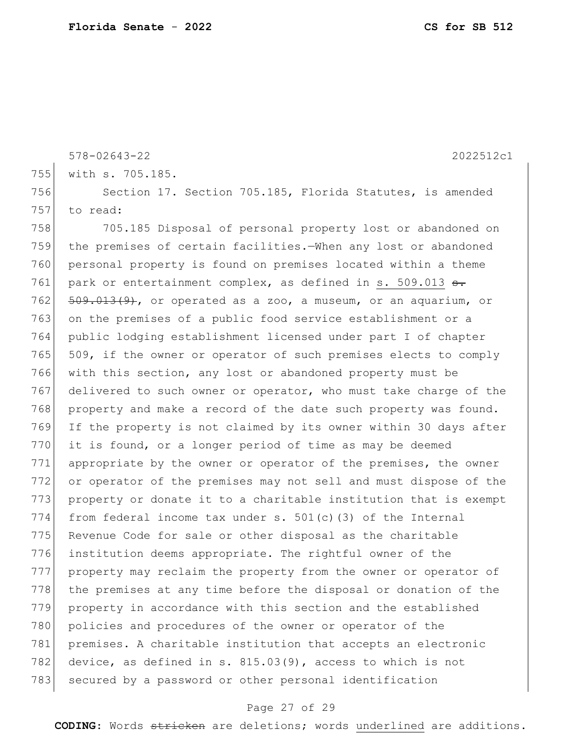with s. 705.185.

Section 17. Section 705.185, Florida Statutes, is amended to read:

705.185 Disposal of personal property lost or abandoned on the premises of certain facilities.—When any lost or abandoned personal property is found on premises located within a theme park or entertainment complex, as defined in s. 509.013 ~~s. 509.013(9)~~, or operated as a zoo, a museum, or an aquarium, or on the premises of a public food service establishment or a public lodging establishment licensed under part I of chapter 509, if the owner or operator of such premises elects to comply with this section, any lost or abandoned property must be delivered to such owner or operator, who must take charge of the property and make a record of the date such property was found. If the property is not claimed by its owner within 30 days after it is found, or a longer period of time as may be deemed appropriate by the owner or operator of the premises, the owner or operator of the premises may not sell and must dispose of the property or donate it to a charitable institution that is exempt from federal income tax under s. 501(c)(3) of the Internal Revenue Code for sale or other disposal as the charitable institution deems appropriate. The rightful owner of the property may reclaim the property from the owner or operator of the premises at any time before the disposal or donation of the property in accordance with this section and the established policies and procedures of the owner or operator of the premises. A charitable institution that accepts an electronic device, as defined in s. 815.03(9), access to which is not secured by a password or other personal identification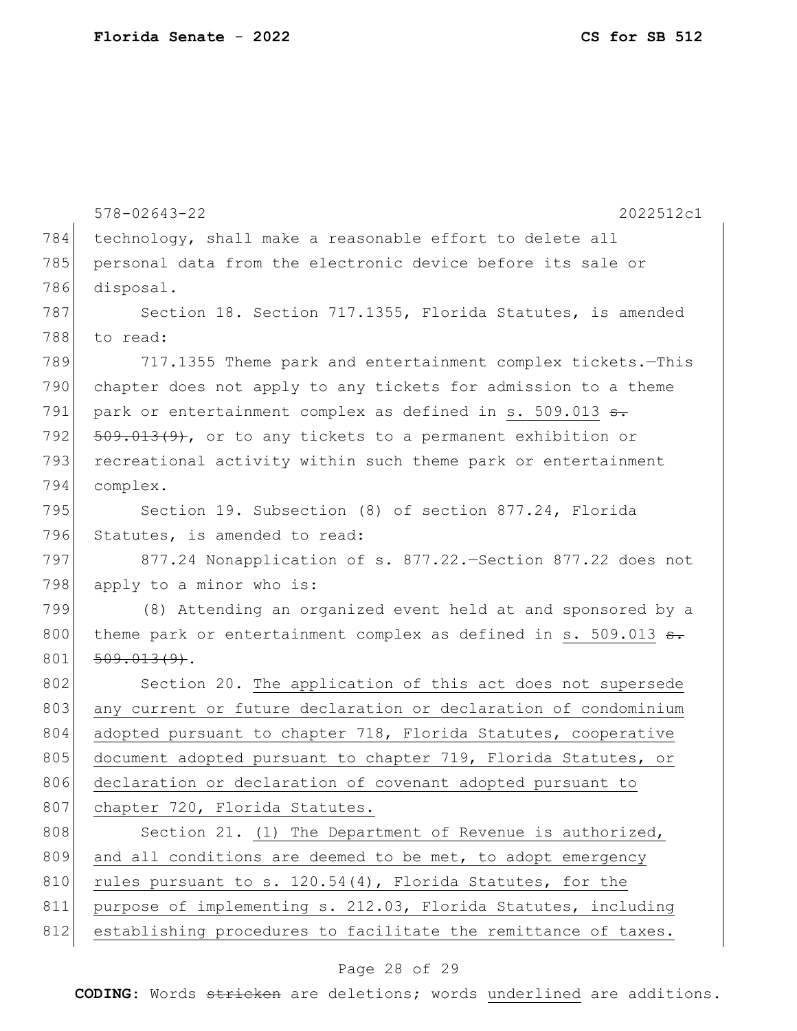technology, shall make a reasonable effort to delete all personal data from the electronic device before its sale or disposal.

Section 18. Section 717.1355, Florida Statutes, is amended to read:

717.1355 Theme park and entertainment complex tickets.—This chapter does not apply to any tickets for admission to a theme park or entertainment complex as defined in <u>s. 509.013</u> ~~s. 509.013(9)~~, or to any tickets to a permanent exhibition or recreational activity within such theme park or entertainment complex.

Section 19. Subsection (8) of section 877.24, Florida Statutes, is amended to read:

877.24 Nonapplication of s. 877.22.—Section 877.22 does not apply to a minor who is:

(8) Attending an organized event held at and sponsored by a theme park or entertainment complex as defined in <u>s. 509.013</u> ~~s. 509.013(9)~~.

Section 20. <u>The application of this act does not supersede any current or future declaration or declaration of condominium adopted pursuant to chapter 718, Florida Statutes, cooperative document adopted pursuant to chapter 719, Florida Statutes, or declaration or declaration of covenant adopted pursuant to chapter 720, Florida Statutes.</u>

Section 21. <u>(1) The Department of Revenue is authorized, and all conditions are deemed to be met, to adopt emergency rules pursuant to s. 120.54(4), Florida Statutes, for the purpose of implementing s. 212.03, Florida Statutes, including establishing procedures to facilitate the remittance of taxes.</u>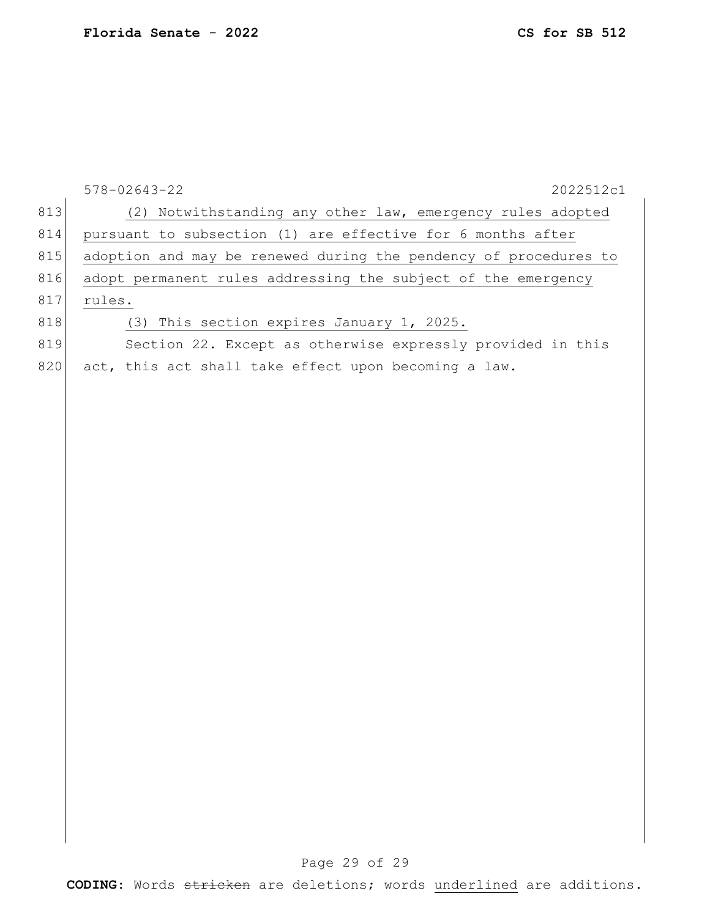813 (2) Notwithstanding any other law, emergency rules adopted
814 pursuant to subsection (1) are effective for 6 months after
815 adoption and may be renewed during the pendency of procedures to
816 adopt permanent rules addressing the subject of the emergency
817 rules.

818 (3) This section expires January 1, 2025.

819 Section 22. Except as otherwise expressly provided in this
820 act, this act shall take effect upon becoming a law.